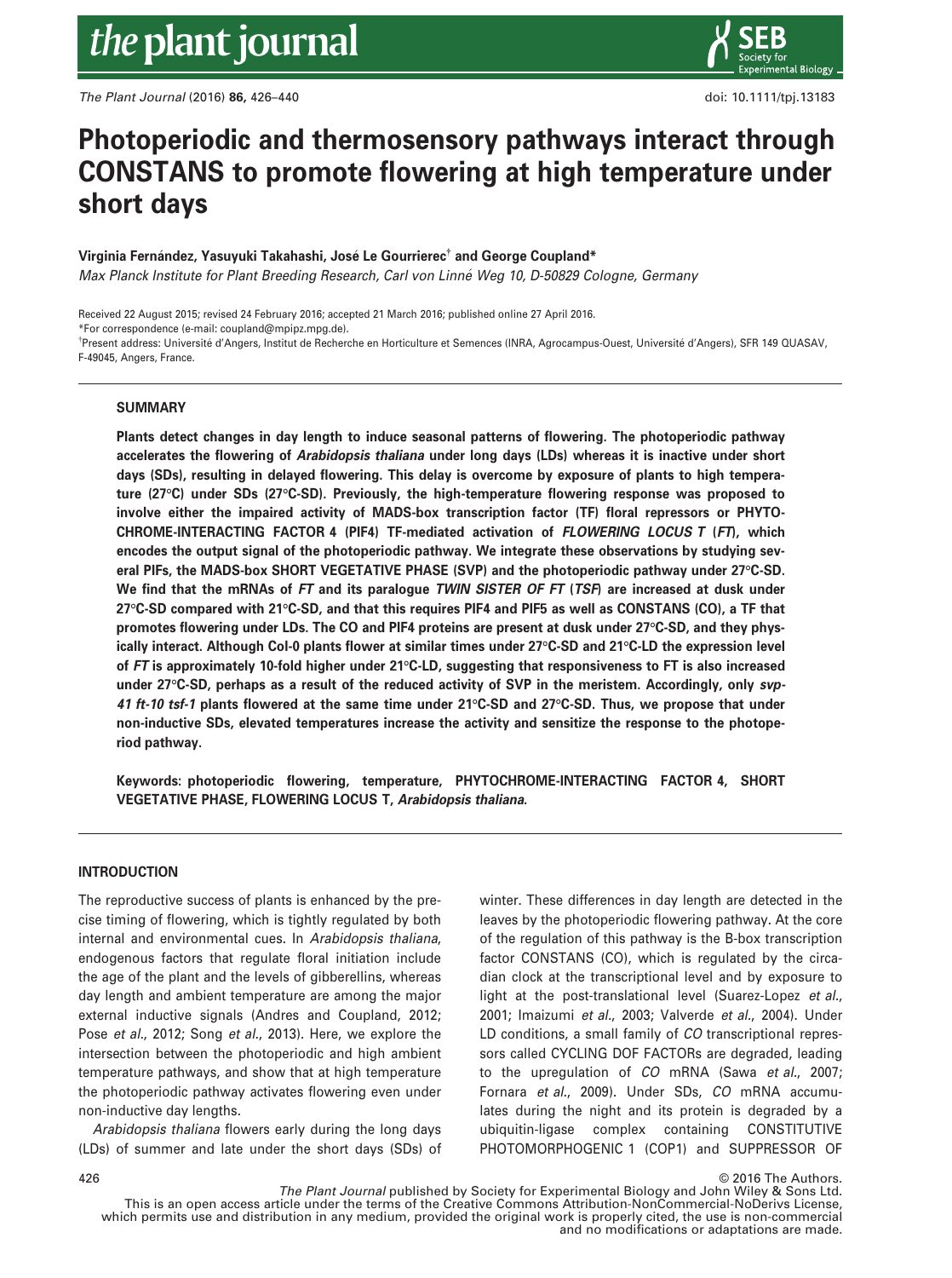# Photoperiodic and thermosensory pathways interact through CONSTANS to promote flowering at high temperature under short days

**Virginia Fernández, Yasuyuki Takahashi, José Le Gourrierec[†] and George Coupland***

*Max Planck Institute for Plant Breeding Research, Carl von Linné Weg 10, D-50829 Cologne, Germany*

Received 22 August 2015; revised 24 February 2016; accepted 21 March 2016; published online 27 April 2016.
*For correspondence (e-mail: coupland@mpipz.mpg.de).
[†]Present address: Université d'Angers, Institut de Recherche en Horticulture et Semences (INRA, Agrocampus-Ouest, Université d'Angers), SFR 149 QUASAV, F-49045, Angers, France.

## SUMMARY

**Plants detect changes in day length to induce seasonal patterns of flowering. The photoperiodic pathway accelerates the flowering of *Arabidopsis thaliana* under long days (LDs) whereas it is inactive under short days (SDs), resulting in delayed flowering. This delay is overcome by exposure of plants to high temperature (27°C) under SDs (27°C-SD). Previously, the high-temperature flowering response was proposed to involve either the impaired activity of MADS-box transcription factor (TF) floral repressors or PHYTOCHROME-INTERACTING FACTOR 4 (PIF4) TF-mediated activation of *FLOWERING LOCUS T* (*FT*), which encodes the output signal of the photoperiodic pathway. We integrate these observations by studying several PIFs, the MADS-box SHORT VEGETATIVE PHASE (SVP) and the photoperiodic pathway under 27°C-SD. We find that the mRNAs of *FT* and its paralogue *TWIN SISTER OF FT* (*TSF*) are increased at dusk under 27°C-SD compared with 21°C-SD, and that this requires PIF4 and PIF5 as well as CONSTANS (CO), a TF that promotes flowering under LDs. The CO and PIF4 proteins are present at dusk under 27°C-SD, and they physically interact. Although Col-0 plants flower at similar times under 27°C-SD and 21°C-LD the expression level of *FT* is approximately 10-fold higher under 21°C-LD, suggesting that responsiveness to FT is also increased under 27°C-SD, perhaps as a result of the reduced activity of SVP in the meristem. Accordingly, only *svp-41 ft-10 tsf-1* plants flowered at the same time under 21°C-SD and 27°C-SD. Thus, we propose that under non-inductive SDs, elevated temperatures increase the activity and sensitize the response to the photoperiod pathway.**

**Keywords: photoperiodic flowering, temperature, PHYTOCHROME-INTERACTING FACTOR 4, SHORT VEGETATIVE PHASE, FLOWERING LOCUS T, *Arabidopsis thaliana*.**

## INTRODUCTION

The reproductive success of plants is enhanced by the precise timing of flowering, which is tightly regulated by both internal and environmental cues. In *Arabidopsis thaliana*, endogenous factors that regulate floral initiation include the age of the plant and the levels of gibberellins, whereas day length and ambient temperature are among the major external inductive signals (Andres and Coupland, 2012; Pose *et al.*, 2012; Song *et al.*, 2013). Here, we explore the intersection between the photoperiodic and high ambient temperature pathways, and show that at high temperature the photoperiodic pathway activates flowering even under non-inductive day lengths.

*Arabidopsis thaliana* flowers early during the long days (LDs) of summer and late under the short days (SDs) of winter. These differences in day length are detected in the leaves by the photoperiodic flowering pathway. At the core of the regulation of this pathway is the B-box transcription factor CONSTANS (CO), which is regulated by the circadian clock at the transcriptional level and by exposure to light at the post-translational level (Suarez-Lopez *et al.*, 2001; Imaizumi *et al.*, 2003; Valverde *et al.*, 2004). Under LD conditions, a small family of *CO* transcriptional repressors called CYCLING DOF FACTORs are degraded, leading to the upregulation of *CO* mRNA (Sawa *et al.*, 2007; Fornara *et al.*, 2009). Under SDs, *CO* mRNA accumulates during the night and its protein is degraded by a ubiquitin-ligase complex containing CONSTITUTIVE PHOTOMORPHOGENIC 1 (COP1) and SUPPRESSOR OF

© 2016 The Authors.
*The Plant Journal* published by Society for Experimental Biology and John Wiley & Sons Ltd.
This is an open access article under the terms of the Creative Commons Attribution-NonCommercial-NoDerivs License, which permits use and distribution in any medium, provided the original work is properly cited, the use is non-commercial and no modifications or adaptations are made.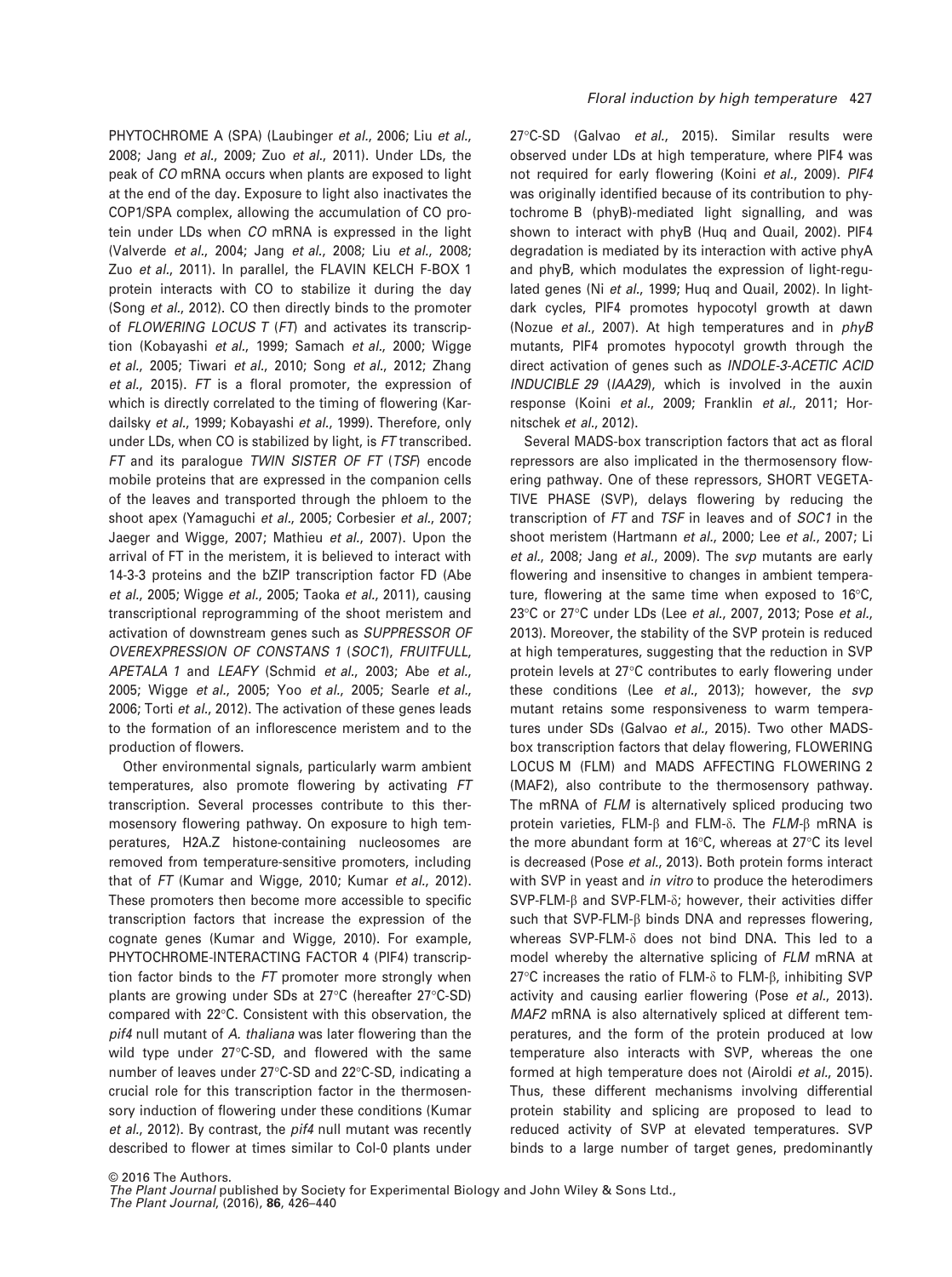PHYTOCHROME A (SPA) (Laubinger *et al.*, 2006; Liu *et al.*, 2008; Jang *et al.*, 2009; Zuo *et al.*, 2011). Under LDs, the peak of *CO* mRNA occurs when plants are exposed to light at the end of the day. Exposure to light also inactivates the COP1/SPA complex, allowing the accumulation of CO protein under LDs when *CO* mRNA is expressed in the light (Valverde *et al.*, 2004; Jang *et al.*, 2008; Liu *et al.*, 2008; Zuo *et al.*, 2011). In parallel, the FLAVIN KELCH F-BOX 1 protein interacts with CO to stabilize it during the day (Song *et al.*, 2012). CO then directly binds to the promoter of *FLOWERING LOCUS T* (*FT*) and activates its transcription (Kobayashi *et al.*, 1999; Samach *et al.*, 2000; Wigge *et al.*, 2005; Tiwari *et al.*, 2010; Song *et al.*, 2012; Zhang *et al.*, 2015). *FT* is a floral promoter, the expression of which is directly correlated to the timing of flowering (Kardailsky *et al.*, 1999; Kobayashi *et al.*, 1999). Therefore, only under LDs, when CO is stabilized by light, is *FT* transcribed. *FT* and its paralogue *TWIN SISTER OF FT* (*TSF*) encode mobile proteins that are expressed in the companion cells of the leaves and transported through the phloem to the shoot apex (Yamaguchi *et al.*, 2005; Corbesier *et al.*, 2007; Jaeger and Wigge, 2007; Mathieu *et al.*, 2007). Upon the arrival of FT in the meristem, it is believed to interact with 14-3-3 proteins and the bZIP transcription factor FD (Abe *et al.*, 2005; Wigge *et al.*, 2005; Taoka *et al.*, 2011), causing transcriptional reprogramming of the shoot meristem and activation of downstream genes such as *SUPPRESSOR OF OVEREXPRESSION OF CONSTANS 1* (*SOC1*), *FRUITFULL*, *APETALA 1* and *LEAFY* (Schmid *et al.*, 2003; Abe *et al.*, 2005; Wigge *et al.*, 2005; Yoo *et al.*, 2005; Searle *et al.*, 2006; Torti *et al.*, 2012). The activation of these genes leads to the formation of an inflorescence meristem and to the production of flowers.

Other environmental signals, particularly warm ambient temperatures, also promote flowering by activating *FT* transcription. Several processes contribute to this thermosensory flowering pathway. On exposure to high temperatures, H2A.Z histone-containing nucleosomes are removed from temperature-sensitive promoters, including that of *FT* (Kumar and Wigge, 2010; Kumar *et al.*, 2012). These promoters then become more accessible to specific transcription factors that increase the expression of the cognate genes (Kumar and Wigge, 2010). For example, PHYTOCHROME-INTERACTING FACTOR 4 (PIF4) transcription factor binds to the *FT* promoter more strongly when plants are growing under SDs at 27°C (hereafter 27°C-SD) compared with 22°C. Consistent with this observation, the *pif4* null mutant of *A. thaliana* was later flowering than the wild type under 27°C-SD, and flowered with the same number of leaves under 27°C-SD and 22°C-SD, indicating a crucial role for this transcription factor in the thermosensory induction of flowering under these conditions (Kumar *et al.*, 2012). By contrast, the *pif4* null mutant was recently described to flower at times similar to Col-0 plants under 27°C-SD (Galvao *et al.*, 2015). Similar results were observed under LDs at high temperature, where PIF4 was not required for early flowering (Koini *et al.*, 2009). *PIF4* was originally identified because of its contribution to phytochrome B (phyB)-mediated light signalling, and was shown to interact with phyB (Huq and Quail, 2002). PIF4 degradation is mediated by its interaction with active phyA and phyB, which modulates the expression of light-regulated genes (Ni *et al.*, 1999; Huq and Quail, 2002). In light-dark cycles, PIF4 promotes hypocotyl growth at dawn (Nozue *et al.*, 2007). At high temperatures and in *phyB* mutants, PIF4 promotes hypocotyl growth through the direct activation of genes such as *INDOLE-3-ACETIC ACID INDUCIBLE 29* (*IAA29*), which is involved in the auxin response (Koini *et al.*, 2009; Franklin *et al.*, 2011; Hornitschek *et al.*, 2012).

Several MADS-box transcription factors that act as floral repressors are also implicated in the thermosensory flowering pathway. One of these repressors, SHORT VEGETATIVE PHASE (SVP), delays flowering by reducing the transcription of *FT* and *TSF* in leaves and of *SOC1* in the shoot meristem (Hartmann *et al.*, 2000; Lee *et al.*, 2007; Li *et al.*, 2008; Jang *et al.*, 2009). The *svp* mutants are early flowering and insensitive to changes in ambient temperature, flowering at the same time when exposed to 16°C, 23°C or 27°C under LDs (Lee *et al.*, 2007, 2013; Pose *et al.*, 2013). Moreover, the stability of the SVP protein is reduced at high temperatures, suggesting that the reduction in SVP protein levels at 27°C contributes to early flowering under these conditions (Lee *et al.*, 2013); however, the *svp* mutant retains some responsiveness to warm temperatures under SDs (Galvao *et al.*, 2015). Two other MADS-box transcription factors that delay flowering, FLOWERING LOCUS M (FLM) and MADS AFFECTING FLOWERING 2 (MAF2), also contribute to the thermosensory pathway. The mRNA of *FLM* is alternatively spliced producing two protein varieties, FLM-β and FLM-δ. The *FLM-β* mRNA is the more abundant form at 16°C, whereas at 27°C its level is decreased (Pose *et al.*, 2013). Both protein forms interact with SVP in yeast and *in vitro* to produce the heterodimers SVP-FLM-β and SVP-FLM-δ; however, their activities differ such that SVP-FLM-β binds DNA and represses flowering, whereas SVP-FLM-δ does not bind DNA. This led to a model whereby the alternative splicing of *FLM* mRNA at 27°C increases the ratio of FLM-δ to FLM-β, inhibiting SVP activity and causing earlier flowering (Pose *et al.*, 2013). *MAF2* mRNA is also alternatively spliced at different temperatures, and the form of the protein produced at low temperature also interacts with SVP, whereas the one formed at high temperature does not (Airoldi *et al.*, 2015). Thus, these different mechanisms involving differential protein stability and splicing are proposed to lead to reduced activity of SVP at elevated temperatures. SVP binds to a large number of target genes, predominantly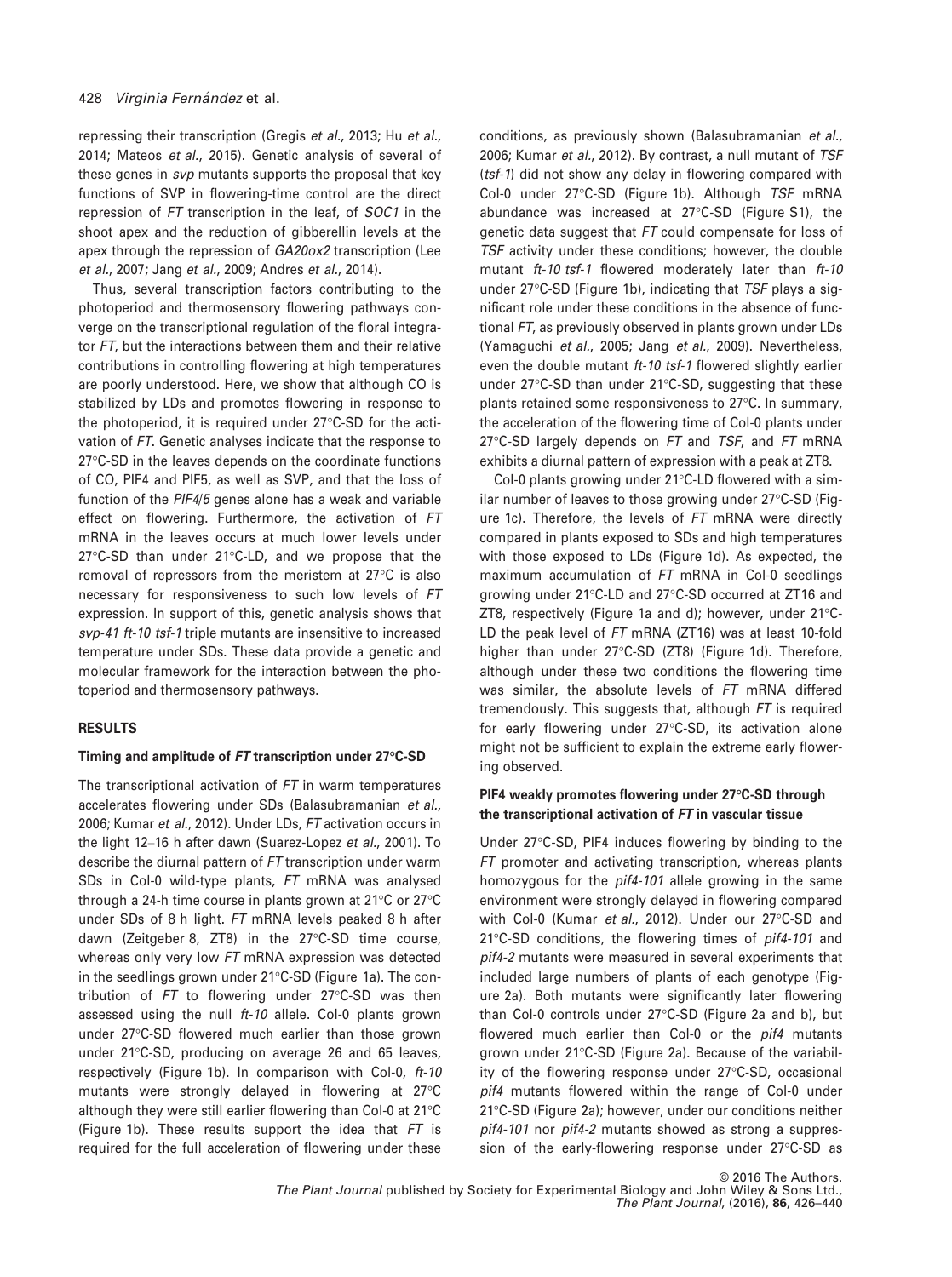repressing their transcription (Gregis *et al.*, 2013; Hu *et al.*, 2014; Mateos *et al.*, 2015). Genetic analysis of several of these genes in *svp* mutants supports the proposal that key functions of SVP in flowering-time control are the direct repression of *FT* transcription in the leaf, of *SOC1* in the shoot apex and the reduction of gibberellin levels at the apex through the repression of *GA20ox2* transcription (Lee *et al.*, 2007; Jang *et al.*, 2009; Andres *et al.*, 2014).

Thus, several transcription factors contributing to the photoperiod and thermosensory flowering pathways converge on the transcriptional regulation of the floral integrator *FT*, but the interactions between them and their relative contributions in controlling flowering at high temperatures are poorly understood. Here, we show that although CO is stabilized by LDs and promotes flowering in response to the photoperiod, it is required under 27°C-SD for the activation of *FT*. Genetic analyses indicate that the response to 27°C-SD in the leaves depends on the coordinate functions of CO, PIF4 and PIF5, as well as SVP, and that the loss of function of the *PIF4/5* genes alone has a weak and variable effect on flowering. Furthermore, the activation of *FT* mRNA in the leaves occurs at much lower levels under 27°C-SD than under 21°C-LD, and we propose that the removal of repressors from the meristem at 27°C is also necessary for responsiveness to such low levels of *FT* expression. In support of this, genetic analysis shows that *svp-41 ft-10 tsf-1* triple mutants are insensitive to increased temperature under SDs. These data provide a genetic and molecular framework for the interaction between the photoperiod and thermosensory pathways.

## RESULTS

### Timing and amplitude of *FT* transcription under 27°C-SD

The transcriptional activation of *FT* in warm temperatures accelerates flowering under SDs (Balasubramanian *et al.*, 2006; Kumar *et al.*, 2012). Under LDs, *FT* activation occurs in the light 12–16 h after dawn (Suarez-Lopez *et al.*, 2001). To describe the diurnal pattern of *FT* transcription under warm SDs in Col-0 wild-type plants, *FT* mRNA was analysed through a 24-h time course in plants grown at 21°C or 27°C under SDs of 8 h light. *FT* mRNA levels peaked 8 h after dawn (Zeitgeber 8, ZT8) in the 27°C-SD time course, whereas only very low *FT* mRNA expression was detected in the seedlings grown under 21°C-SD (Figure 1a). The contribution of *FT* to flowering under 27°C-SD was then assessed using the null *ft-10* allele. Col-0 plants grown under 27°C-SD flowered much earlier than those grown under 21°C-SD, producing on average 26 and 65 leaves, respectively (Figure 1b). In comparison with Col-0, *ft-10* mutants were strongly delayed in flowering at 27°C although they were still earlier flowering than Col-0 at 21°C (Figure 1b). These results support the idea that *FT* is required for the full acceleration of flowering under these conditions, as previously shown (Balasubramanian *et al.*, 2006; Kumar *et al.*, 2012). By contrast, a null mutant of *TSF* (*tsf-1*) did not show any delay in flowering compared with Col-0 under 27°C-SD (Figure 1b). Although *TSF* mRNA abundance was increased at 27°C-SD (Figure S1), the genetic data suggest that *FT* could compensate for loss of *TSF* activity under these conditions; however, the double mutant *ft-10 tsf-1* flowered moderately later than *ft-10* under 27°C-SD (Figure 1b), indicating that *TSF* plays a significant role under these conditions in the absence of functional *FT*, as previously observed in plants grown under LDs (Yamaguchi *et al.*, 2005; Jang *et al.*, 2009). Nevertheless, even the double mutant *ft-10 tsf-1* flowered slightly earlier under 27°C-SD than under 21°C-SD, suggesting that these plants retained some responsiveness to 27°C. In summary, the acceleration of the flowering time of Col-0 plants under 27°C-SD largely depends on *FT* and *TSF*, and *FT* mRNA exhibits a diurnal pattern of expression with a peak at ZT8.

Col-0 plants growing under 21°C-LD flowered with a similar number of leaves to those growing under 27°C-SD (Figure 1c). Therefore, the levels of *FT* mRNA were directly compared in plants exposed to SDs and high temperatures with those exposed to LDs (Figure 1d). As expected, the maximum accumulation of *FT* mRNA in Col-0 seedlings growing under 21°C-LD and 27°C-SD occurred at ZT16 and ZT8, respectively (Figure 1a and d); however, under 21°C-LD the peak level of *FT* mRNA (ZT16) was at least 10-fold higher than under 27°C-SD (ZT8) (Figure 1d). Therefore, although under these two conditions the flowering time was similar, the absolute levels of *FT* mRNA differed tremendously. This suggests that, although *FT* is required for early flowering under 27°C-SD, its activation alone might not be sufficient to explain the extreme early flowering observed.

### PIF4 weakly promotes flowering under 27°C-SD through the transcriptional activation of *FT* in vascular tissue

Under 27°C-SD, PIF4 induces flowering by binding to the *FT* promoter and activating transcription, whereas plants homozygous for the *pif4-101* allele growing in the same environment were strongly delayed in flowering compared with Col-0 (Kumar *et al.*, 2012). Under our 27°C-SD and 21°C-SD conditions, the flowering times of *pif4-101* and *pif4-2* mutants were measured in several experiments that included large numbers of plants of each genotype (Figure 2a). Both mutants were significantly later flowering than Col-0 controls under 27°C-SD (Figure 2a and b), but flowered much earlier than Col-0 or the *pif4* mutants grown under 21°C-SD (Figure 2a). Because of the variability of the flowering response under 27°C-SD, occasional *pif4* mutants flowered within the range of Col-0 under 21°C-SD (Figure 2a); however, under our conditions neither *pif4-101* nor *pif4-2* mutants showed as strong a suppression of the early-flowering response under 27°C-SD as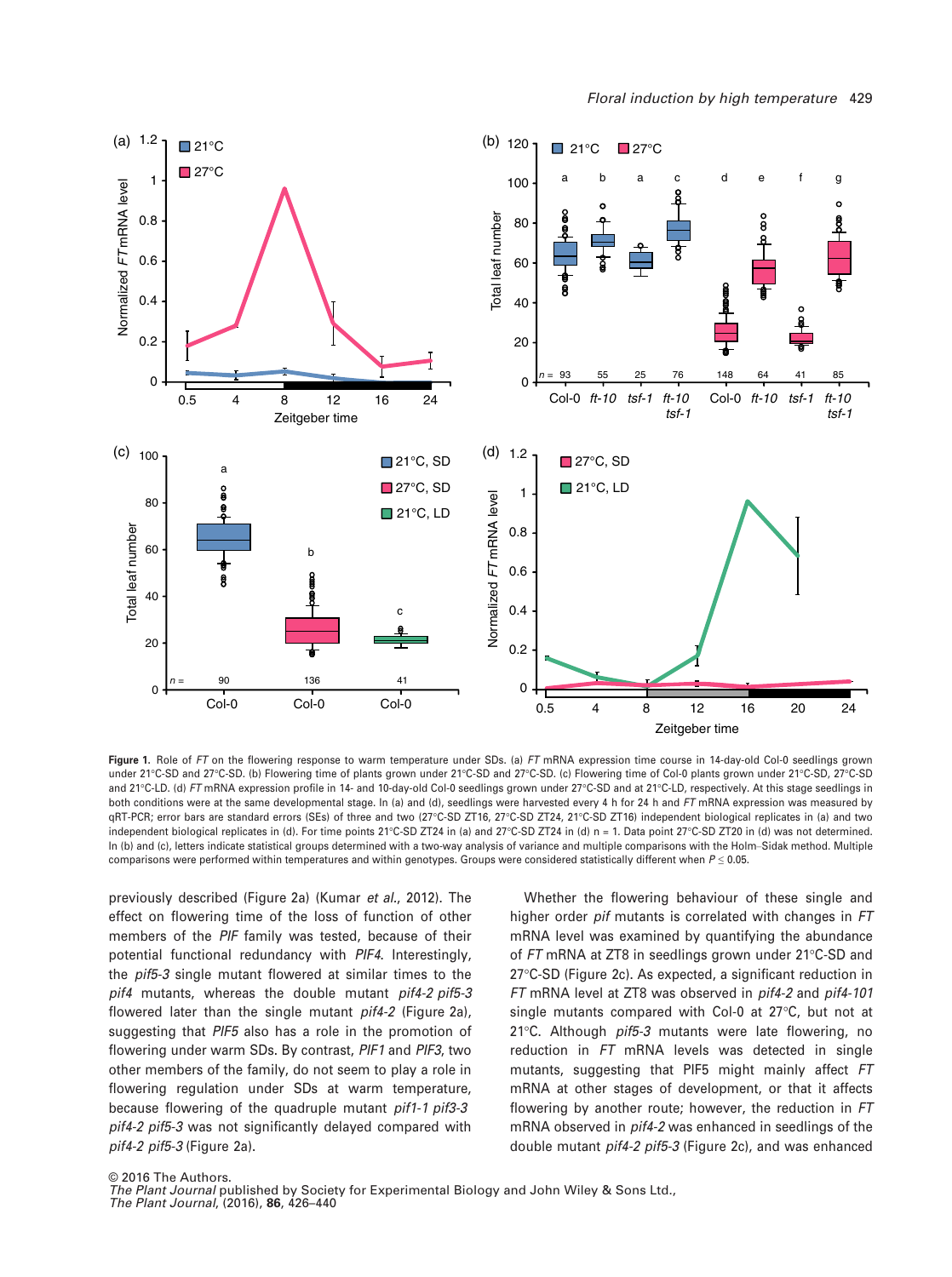**Figure 1.** Role of *FT* on the flowering response to warm temperature under SDs. (a) *FT* mRNA expression time course in 14-day-old Col-0 seedlings grown under 21°C-SD and 27°C-SD. (b) Flowering time of plants grown under 21°C-SD and 27°C-SD. (c) Flowering time of Col-0 plants grown under 21°C-SD, 27°C-SD and 21°C-LD. (d) *FT* mRNA expression profile in 14- and 10-day-old Col-0 seedlings grown under 27°C-SD and at 21°C-LD, respectively. At this stage seedlings in both conditions were at the same developmental stage. In (a) and (d), seedlings were harvested every 4 h for 24 h and *FT* mRNA expression was measured by qRT-PCR; error bars are standard errors (SEs) of three and two (27°C-SD ZT16, 27°C-SD ZT24, 21°C-SD ZT16) independent biological replicates in (a) and two independent biological replicates in (d). For time points 21°C-SD ZT24 in (a) and 27°C-SD ZT24 in (d) n = 1. Data point 27°C-SD ZT20 in (d) was not determined. In (b) and (c), letters indicate statistical groups determined with a two-way analysis of variance and multiple comparisons with the Holm–Sidak method. Multiple comparisons were performed within temperatures and within genotypes. Groups were considered statistically different when $P \leq 0.05$.

previously described (Figure 2a) (Kumar *et al.*, 2012). The effect on flowering time of the loss of function of other members of the *PIF* family was tested, because of their potential functional redundancy with *PIF4*. Interestingly, the *pif5-3* single mutant flowered at similar times to the *pif4* mutants, whereas the double mutant *pif4-2 pif5-3* flowered later than the single mutant *pif4-2* (Figure 2a), suggesting that *PIF5* also has a role in the promotion of flowering under warm SDs. By contrast, *PIF1* and *PIF3*, two other members of the family, do not seem to play a role in flowering regulation under SDs at warm temperature, because flowering of the quadruple mutant *pif1-1 pif3-3 pif4-2 pif5-3* was not significantly delayed compared with *pif4-2 pif5-3* (Figure 2a).

Whether the flowering behaviour of these single and higher order *pif* mutants is correlated with changes in *FT* mRNA level was examined by quantifying the abundance of *FT* mRNA at ZT8 in seedlings grown under 21°C-SD and 27°C-SD (Figure 2c). As expected, a significant reduction in *FT* mRNA level at ZT8 was observed in *pif4-2* and *pif4-101* single mutants compared with Col-0 at 27°C, but not at 21°C. Although *pif5-3* mutants were late flowering, no reduction in *FT* mRNA levels was detected in single mutants, suggesting that PIF5 might mainly affect *FT* mRNA at other stages of development, or that it affects flowering by another route; however, the reduction in *FT* mRNA observed in *pif4-2* was enhanced in seedlings of the double mutant *pif4-2 pif5-3* (Figure 2c), and was enhanced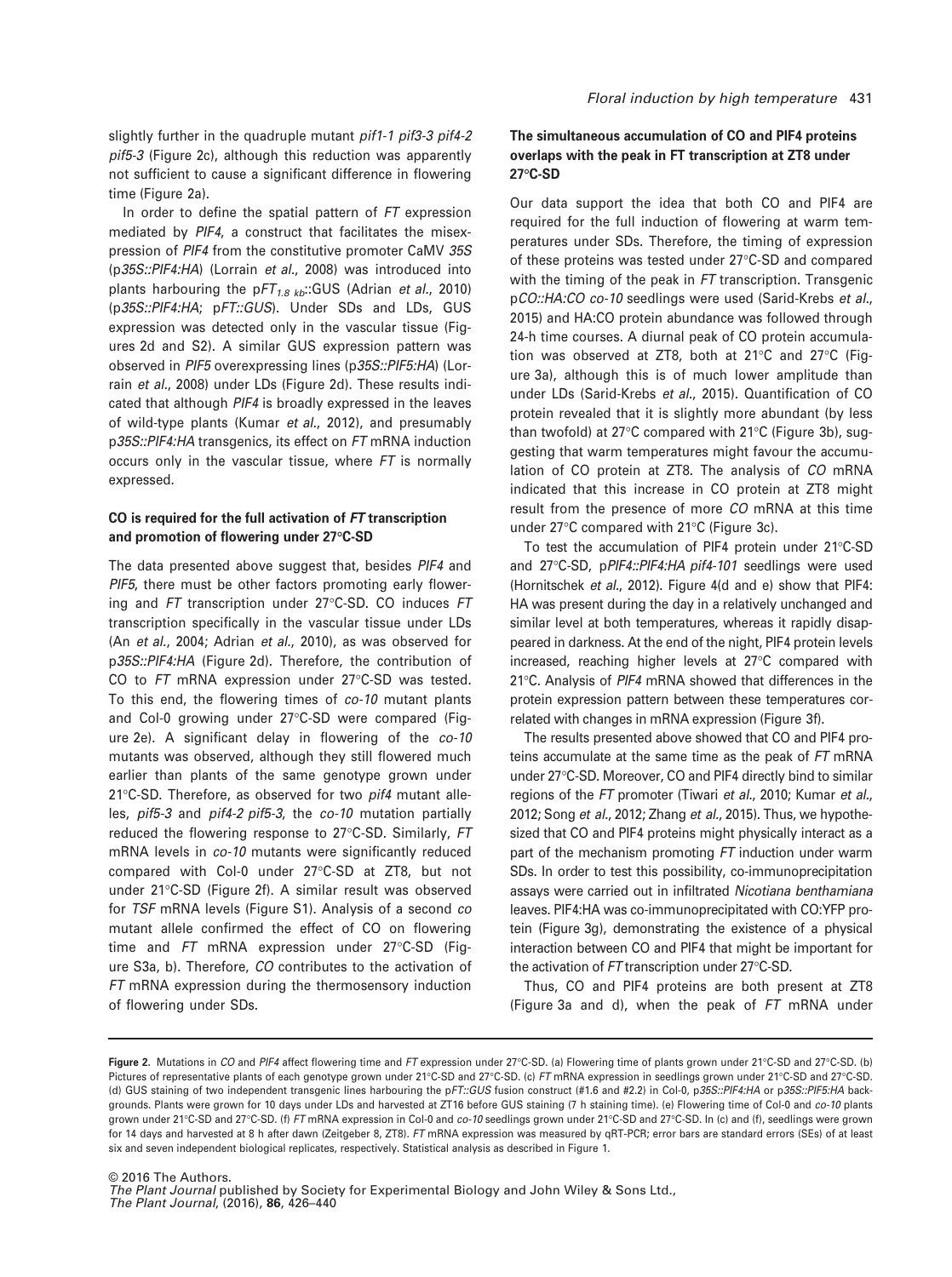slightly further in the quadruple mutant *pif1-1 pif3-3 pif4-2 pif5-3* (Figure 2c), although this reduction was apparently not sufficient to cause a significant difference in flowering time (Figure 2a).

In order to define the spatial pattern of *FT* expression mediated by *PIF4*, a construct that facilitates the misexpression of *PIF4* from the constitutive promoter CaMV *35S* (p*35S::PIF4:HA*) (Lorrain *et al.*, 2008) was introduced into plants harbouring the p$FT_{1.8\ kb}$::GUS (Adrian *et al.*, 2010) (p*35S::PIF4:HA*; p*FT::GUS*). Under SDs and LDs, GUS expression was detected only in the vascular tissue (Figures 2d and S2). A similar GUS expression pattern was observed in *PIF5* overexpressing lines (p*35S::PIF5:HA*) (Lorrain *et al.*, 2008) under LDs (Figure 2d). These results indicated that although *PIF4* is broadly expressed in the leaves of wild-type plants (Kumar *et al.*, 2012), and presumably p*35S::PIF4:HA* transgenics, its effect on *FT* mRNA induction occurs only in the vascular tissue, where *FT* is normally expressed.

### CO is required for the full activation of *FT* transcription and promotion of flowering under 27°C-SD

The data presented above suggest that, besides *PIF4* and *PIF5*, there must be other factors promoting early flowering and *FT* transcription under 27°C-SD. CO induces *FT* transcription specifically in the vascular tissue under LDs (An *et al.*, 2004; Adrian *et al.*, 2010), as was observed for p*35S::PIF4:HA* (Figure 2d). Therefore, the contribution of CO to *FT* mRNA expression under 27°C-SD was tested. To this end, the flowering times of *co-10* mutant plants and Col-0 growing under 27°C-SD were compared (Figure 2e). A significant delay in flowering of the *co-10* mutants was observed, although they still flowered much earlier than plants of the same genotype grown under 21°C-SD. Therefore, as observed for two *pif4* mutant alleles, *pif5-3* and *pif4-2 pif5-3*, the *co-10* mutation partially reduced the flowering response to 27°C-SD. Similarly, *FT* mRNA levels in *co-10* mutants were significantly reduced compared with Col-0 under 27°C-SD at ZT8, but not under 21°C-SD (Figure 2f). A similar result was observed for *TSF* mRNA levels (Figure S1). Analysis of a second *co* mutant allele confirmed the effect of CO on flowering time and *FT* mRNA expression under 27°C-SD (Figure S3a, b). Therefore, *CO* contributes to the activation of *FT* mRNA expression during the thermosensory induction of flowering under SDs.

### The simultaneous accumulation of CO and PIF4 proteins overlaps with the peak in FT transcription at ZT8 under 27°C-SD

Our data support the idea that both CO and PIF4 are required for the full induction of flowering at warm temperatures under SDs. Therefore, the timing of expression of these proteins was tested under 27°C-SD and compared with the timing of the peak in *FT* transcription. Transgenic p*CO::HA:CO co-10* seedlings were used (Sarid-Krebs *et al.*, 2015) and HA:CO protein abundance was followed through 24-h time courses. A diurnal peak of CO protein accumulation was observed at ZT8, both at 21°C and 27°C (Figure 3a), although this is of much lower amplitude than under LDs (Sarid-Krebs *et al.*, 2015). Quantification of CO protein revealed that it is slightly more abundant (by less than twofold) at 27°C compared with 21°C (Figure 3b), suggesting that warm temperatures might favour the accumulation of CO protein at ZT8. The analysis of *CO* mRNA indicated that this increase in CO protein at ZT8 might result from the presence of more *CO* mRNA at this time under 27°C compared with 21°C (Figure 3c).

To test the accumulation of PIF4 protein under 21°C-SD and 27°C-SD, p*PIF4::PIF4:HA pif4-101* seedlings were used (Hornitschek *et al.*, 2012). Figure 4(d and e) show that PIF4:HA was present during the day in a relatively unchanged and similar level at both temperatures, whereas it rapidly disappeared in darkness. At the end of the night, PIF4 protein levels increased, reaching higher levels at 27°C compared with 21°C. Analysis of *PIF4* mRNA showed that differences in the protein expression pattern between these temperatures correlated with changes in mRNA expression (Figure 3f).

The results presented above showed that CO and PIF4 proteins accumulate at the same time as the peak of *FT* mRNA under 27°C-SD. Moreover, CO and PIF4 directly bind to similar regions of the *FT* promoter (Tiwari *et al.*, 2010; Kumar *et al.*, 2012; Song *et al.*, 2012; Zhang *et al.*, 2015). Thus, we hypothesized that CO and PIF4 proteins might physically interact as a part of the mechanism promoting *FT* induction under warm SDs. In order to test this possibility, co-immunoprecipitation assays were carried out in infiltrated *Nicotiana benthamiana* leaves. PIF4:HA was co-immunoprecipitated with CO:YFP protein (Figure 3g), demonstrating the existence of a physical interaction between CO and PIF4 that might be important for the activation of *FT* transcription under 27°C-SD.

Thus, CO and PIF4 proteins are both present at ZT8 (Figure 3a and d), when the peak of *FT* mRNA under

**Figure 2.** Mutations in *CO* and *PIF4* affect flowering time and *FT* expression under 27°C-SD. (a) Flowering time of plants grown under 21°C-SD and 27°C-SD. (b) Pictures of representative plants of each genotype grown under 21°C-SD and 27°C-SD. (c) *FT* mRNA expression in seedlings grown under 21°C-SD and 27°C-SD. (d) GUS staining of two independent transgenic lines harbouring the p*FT::GUS* fusion construct (#1.6 and #2.2) in Col-0, p*35S::PIF4:HA* or p*35S::PIF5:HA* backgrounds. Plants were grown for 10 days under LDs and harvested at ZT16 before GUS staining (7 h staining time). (e) Flowering time of Col-0 and *co-10* plants grown under 21°C-SD and 27°C-SD. (f) *FT* mRNA expression in Col-0 and *co-10* seedlings grown under 21°C-SD and 27°C-SD. In (c) and (f), seedlings were grown for 14 days and harvested at 8 h after dawn (Zeitgeber 8, ZT8). *FT* mRNA expression was measured by qRT-PCR; error bars are standard errors (SEs) of at least six and seven independent biological replicates, respectively. Statistical analysis as described in Figure 1.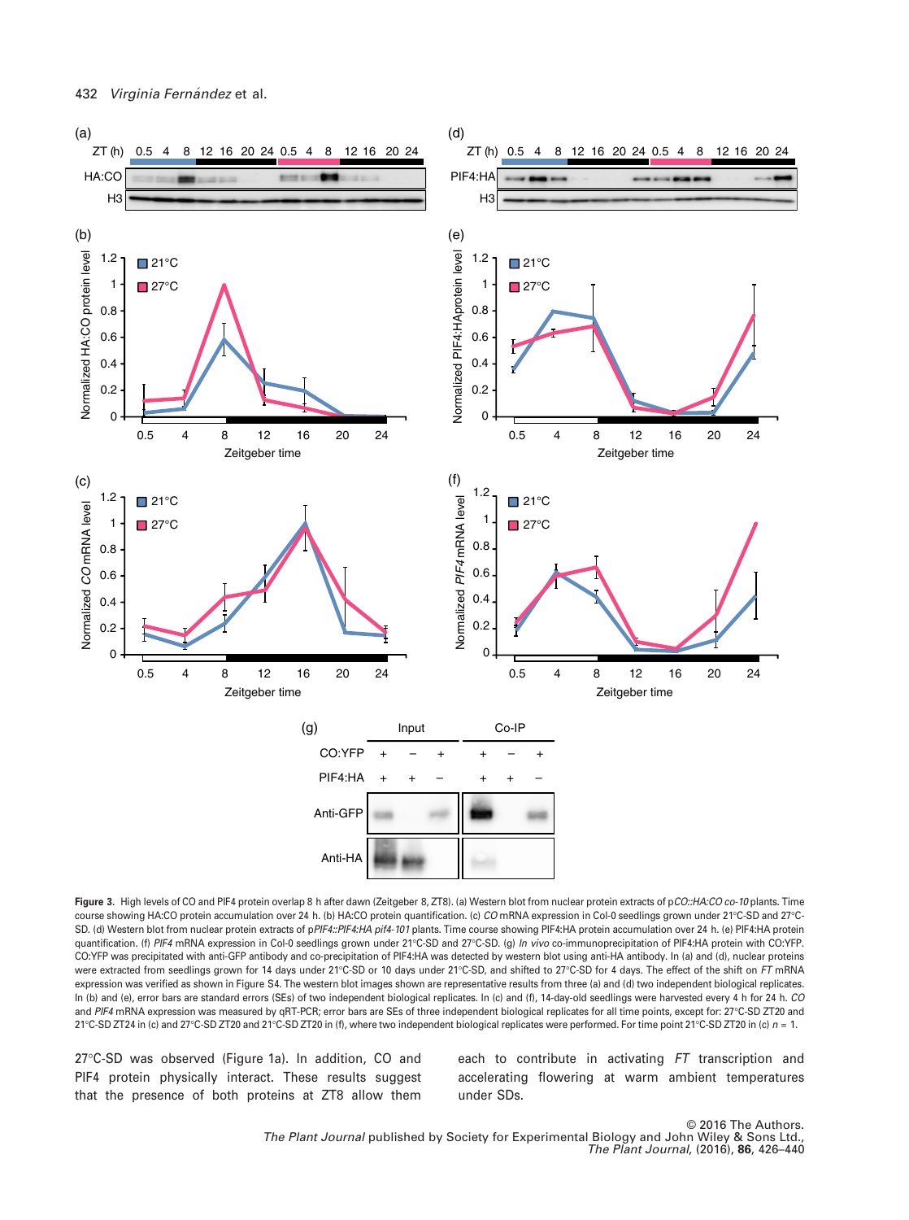**Figure 3.** High levels of CO and PIF4 protein overlap 8 h after dawn (Zeitgeber 8, ZT8). (a) Western blot from nuclear protein extracts of p*CO::HA:CO co-10* plants. Time course showing HA:CO protein accumulation over 24 h. (b) HA:CO protein quantification. (c) *CO* mRNA expression in Col-0 seedlings grown under 21°C-SD and 27°C-SD. (d) Western blot from nuclear protein extracts of p*PIF4::PIF4:HA pif4-101* plants. Time course showing PIF4:HA protein accumulation over 24 h. (e) PIF4:HA protein quantification. (f) *PIF4* mRNA expression in Col-0 seedlings grown under 21°C-SD and 27°C-SD. (g) *In vivo* co-immunoprecipitation of PIF4:HA protein with CO:YFP. CO:YFP was precipitated with anti-GFP antibody and co-precipitation of PIF4:HA was detected by western blot using anti-HA antibody. In (a) and (d), nuclear proteins were extracted from seedlings grown for 14 days under 21°C-SD or 10 days under 21°C-SD, and shifted to 27°C-SD for 4 days. The effect of the shift on *FT* mRNA expression was verified as shown in Figure S4. The western blot images shown are representative results from three (a) and (d) two independent biological replicates. In (b) and (e), error bars are standard errors (SEs) of two independent biological replicates. In (c) and (f), 14-day-old seedlings were harvested every 4 h for 24 h. *CO* and *PIF4* mRNA expression was measured by qRT-PCR; error bars are SEs of three independent biological replicates for all time points, except for: 27°C-SD ZT20 and 21°C-SD ZT24 in (c) and 27°C-SD ZT20 and 21°C-SD ZT20 in (f), where two independent biological replicates were performed. For time point 21°C-SD ZT20 in (c) $n = 1$.

27°C-SD was observed (Figure 1a). In addition, CO and PIF4 protein physically interact. These results suggest that the presence of both proteins at ZT8 allow them each to contribute in activating *FT* transcription and accelerating flowering at warm ambient temperatures under SDs.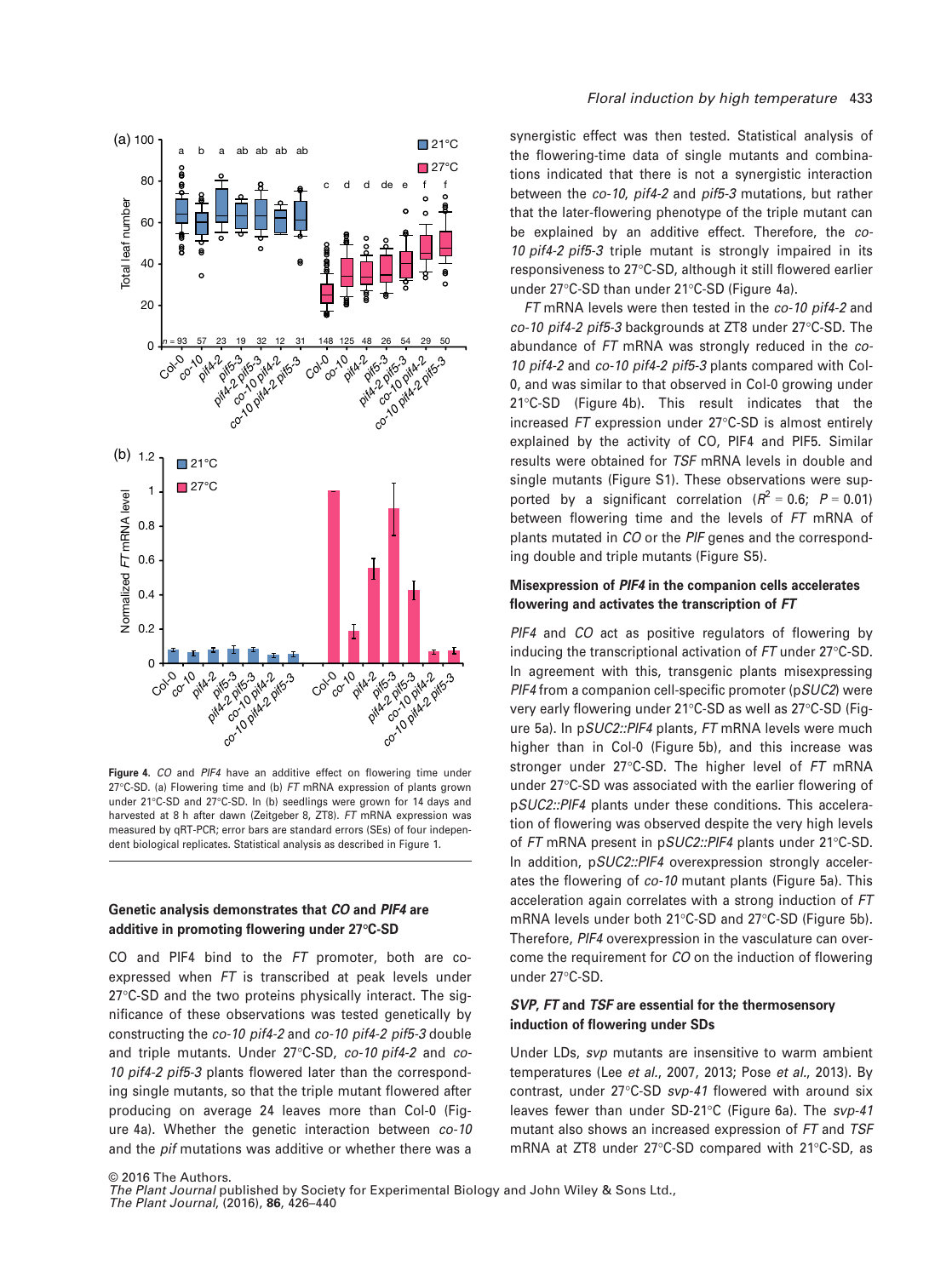Figure 4. *CO* and *PIF4* have an additive effect on flowering time under 27°C-SD. (a) Flowering time and (b) *FT* mRNA expression of plants grown under 21°C-SD and 27°C-SD. In (b) seedlings were grown for 14 days and harvested at 8 h after dawn (Zeitgeber 8, ZT8). *FT* mRNA expression was measured by qRT-PCR; error bars are standard errors (SEs) of four independent biological replicates. Statistical analysis as described in Figure 1.

### Genetic analysis demonstrates that *CO* and *PIF4* are additive in promoting flowering under 27°C-SD

CO and PIF4 bind to the *FT* promoter, both are co-expressed when *FT* is transcribed at peak levels under 27°C-SD and the two proteins physically interact. The significance of these observations was tested genetically by constructing the *co-10 pif4-2* and *co-10 pif4-2 pif5-3* double and triple mutants. Under 27°C-SD, *co-10 pif4-2* and *co-10 pif4-2 pif5-3* plants flowered later than the corresponding single mutants, so that the triple mutant flowered after producing on average 24 leaves more than Col-0 (Figure 4a). Whether the genetic interaction between *co-10* and the *pif* mutations was additive or whether there was a synergistic effect was then tested. Statistical analysis of the flowering-time data of single mutants and combinations indicated that there is not a synergistic interaction between the *co-10*, *pif4-2* and *pif5-3* mutations, but rather that the later-flowering phenotype of the triple mutant can be explained by an additive effect. Therefore, the *co-10 pif4-2 pif5-3* triple mutant is strongly impaired in its responsiveness to 27°C-SD, although it still flowered earlier under 27°C-SD than under 21°C-SD (Figure 4a).

*FT* mRNA levels were then tested in the *co-10 pif4-2* and *co-10 pif4-2 pif5-3* backgrounds at ZT8 under 27°C-SD. The abundance of *FT* mRNA was strongly reduced in the *co-10 pif4-2* and *co-10 pif4-2 pif5-3* plants compared with Col-0, and was similar to that observed in Col-0 growing under 21°C-SD (Figure 4b). This result indicates that the increased *FT* expression under 27°C-SD is almost entirely explained by the activity of CO, PIF4 and PIF5. Similar results were obtained for *TSF* mRNA levels in double and single mutants (Figure S1). These observations were supported by a significant correlation ($R^2 = 0.6$; $P = 0.01$) between flowering time and the levels of *FT* mRNA of plants mutated in *CO* or the *PIF* genes and the corresponding double and triple mutants (Figure S5).

### Misexpression of *PIF4* in the companion cells accelerates flowering and activates the transcription of *FT*

*PIF4* and *CO* act as positive regulators of flowering by inducing the transcriptional activation of *FT* under 27°C-SD. In agreement with this, transgenic plants misexpressing *PIF4* from a companion cell-specific promoter (p*SUC2*) were very early flowering under 21°C-SD as well as 27°C-SD (Figure 5a). In p*SUC2::PIF4* plants, *FT* mRNA levels were much higher than in Col-0 (Figure 5b), and this increase was stronger under 27°C-SD. The higher level of *FT* mRNA under 27°C-SD was associated with the earlier flowering of p*SUC2::PIF4* plants under these conditions. This acceleration of flowering was observed despite the very high levels of *FT* mRNA present in p*SUC2::PIF4* plants under 21°C-SD. In addition, p*SUC2::PIF4* overexpression strongly accelerates the flowering of *co-10* mutant plants (Figure 5a). This acceleration again correlates with a strong induction of *FT* mRNA levels under both 21°C-SD and 27°C-SD (Figure 5b). Therefore, *PIF4* overexpression in the vasculature can overcome the requirement for *CO* on the induction of flowering under 27°C-SD.

### *SVP*, *FT* and *TSF* are essential for the thermosensory induction of flowering under SDs

Under LDs, *svp* mutants are insensitive to warm ambient temperatures (Lee *et al.*, 2007, 2013; Pose *et al.*, 2013). By contrast, under 27°C-SD *svp-41* flowered with around six leaves fewer than under SD-21°C (Figure 6a). The *svp-41* mutant also shows an increased expression of *FT* and *TSF* mRNA at ZT8 under 27°C-SD compared with 21°C-SD, as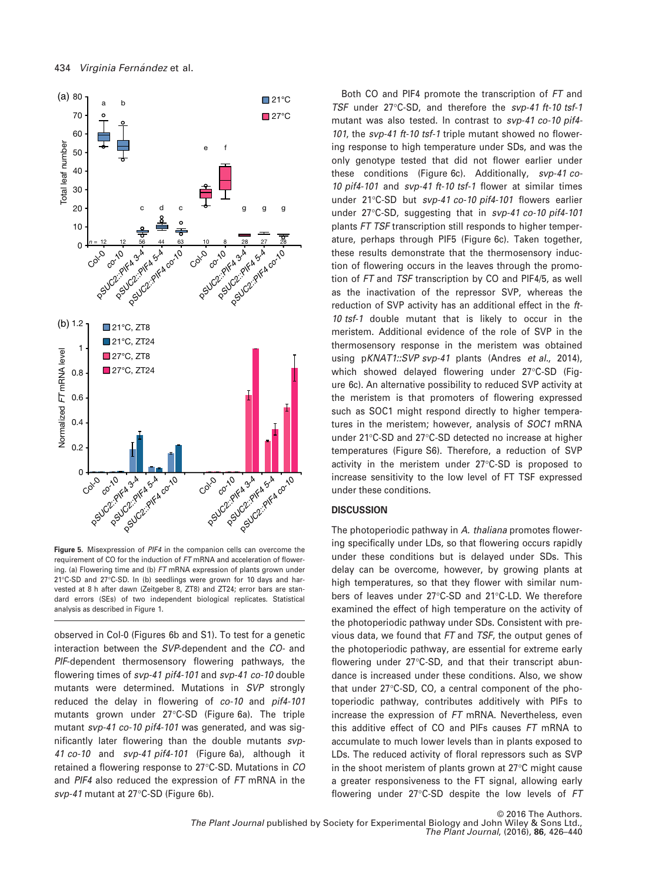Figure 5. Misexpression of *PIF4* in the companion cells can overcome the requirement of CO for the induction of *FT* mRNA and acceleration of flowering. (a) Flowering time and (b) *FT* mRNA expression of plants grown under 21°C-SD and 27°C-SD. In (b) seedlings were grown for 10 days and harvested at 8 h after dawn (Zeitgeber 8, ZT8) and ZT24; error bars are standard errors (SEs) of two independent biological replicates. Statistical analysis as described in Figure 1.

observed in Col-0 (Figures 6b and S1). To test for a genetic interaction between the *SVP*-dependent and the *CO*- and *PIF*-dependent thermosensory flowering pathways, the flowering times of *svp-41 pif4-101* and *svp-41 co-10* double mutants were determined. Mutations in *SVP* strongly reduced the delay in flowering of *co-10* and *pif4-101* mutants grown under 27°C-SD (Figure 6a). The triple mutant *svp-41 co-10 pif4-101* was generated, and was significantly later flowering than the double mutants *svp-41 co-10* and *svp-41 pif4-101* (Figure 6a), although it retained a flowering response to 27°C-SD. Mutations in *CO* and *PIF4* also reduced the expression of *FT* mRNA in the *svp-41* mutant at 27°C-SD (Figure 6b).

Both CO and PIF4 promote the transcription of *FT* and *TSF* under 27°C-SD, and therefore the *svp-41 ft-10 tsf-1* mutant was also tested. In contrast to *svp-41 co-10 pif4-101*, the *svp-41 ft-10 tsf-1* triple mutant showed no flowering response to high temperature under SDs, and was the only genotype tested that did not flower earlier under these conditions (Figure 6c). Additionally, *svp-41 co-10 pif4-101* and *svp-41 ft-10 tsf-1* flower at similar times under 21°C-SD but *svp-41 co-10 pif4-101* flowers earlier under 27°C-SD, suggesting that in *svp-41 co-10 pif4-101* plants *FT TSF* transcription still responds to higher temperature, perhaps through PIF5 (Figure 6c). Taken together, these results demonstrate that the thermosensory induction of flowering occurs in the leaves through the promotion of *FT* and *TSF* transcription by CO and PIF4/5, as well as the inactivation of the repressor SVP, whereas the reduction of SVP activity has an additional effect in the *ft-10 tsf-1* double mutant that is likely to occur in the meristem. Additional evidence of the role of SVP in the thermosensory response in the meristem was obtained using p*KNAT1::SVP svp-41* plants (Andres *et al.*, 2014), which showed delayed flowering under 27°C-SD (Figure 6c). An alternative possibility to reduced SVP activity at the meristem is that promoters of flowering expressed such as SOC1 might respond directly to higher temperatures in the meristem; however, analysis of *SOC1* mRNA under 21°C-SD and 27°C-SD detected no increase at higher temperatures (Figure S6). Therefore, a reduction of SVP activity in the meristem under 27°C-SD is proposed to increase sensitivity to the low level of FT TSF expressed under these conditions.

## DISCUSSION

The photoperiodic pathway in *A. thaliana* promotes flowering specifically under LDs, so that flowering occurs rapidly under these conditions but is delayed under SDs. This delay can be overcome, however, by growing plants at high temperatures, so that they flower with similar numbers of leaves under 27°C-SD and 21°C-LD. We therefore examined the effect of high temperature on the activity of the photoperiodic pathway under SDs. Consistent with previous data, we found that *FT* and *TSF*, the output genes of the photoperiodic pathway, are essential for extreme early flowering under 27°C-SD, and that their transcript abundance is increased under these conditions. Also, we show that under 27°C-SD, CO, a central component of the photoperiodic pathway, contributes additively with PIFs to increase the expression of *FT* mRNA. Nevertheless, even this additive effect of CO and PIFs causes *FT* mRNA to accumulate to much lower levels than in plants exposed to LDs. The reduced activity of floral repressors such as SVP in the shoot meristem of plants grown at 27°C might cause a greater responsiveness to the FT signal, allowing early flowering under 27°C-SD despite the low levels of *FT*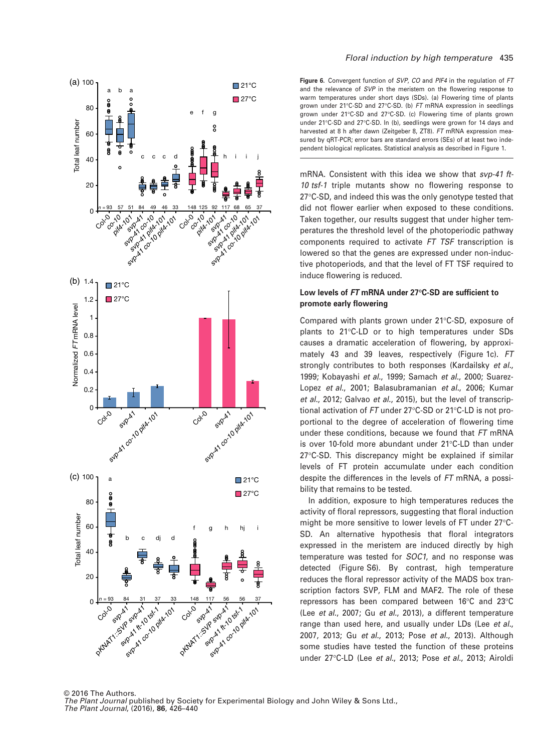**Figure 6.** Convergent function of *SVP*, *CO* and *PIF4* in the regulation of *FT* and the relevance of *SVP* in the meristem on the flowering response to warm temperatures under short days (SDs). (a) Flowering time of plants grown under 21°C-SD and 27°C-SD. (b) *FT* mRNA expression in seedlings grown under 21°C-SD and 27°C-SD. (c) Flowering time of plants grown under 21°C-SD and 27°C-SD. In (b), seedlings were grown for 14 days and harvested at 8 h after dawn (Zeitgeber 8, ZT8). *FT* mRNA expression measured by qRT-PCR; error bars are standard errors (SEs) of at least two independent biological replicates. Statistical analysis as described in Figure 1.

mRNA. Consistent with this idea we show that *svp-41 ft-10 tsf-1* triple mutants show no flowering response to 27°C-SD, and indeed this was the only genotype tested that did not flower earlier when exposed to these conditions. Taken together, our results suggest that under higher temperatures the threshold level of the photoperiodic pathway components required to activate *FT TSF* transcription is lowered so that the genes are expressed under non-inductive photoperiods, and that the level of FT TSF required to induce flowering is reduced.

### Low levels of *FT* mRNA under 27°C-SD are sufficient to promote early flowering

Compared with plants grown under 21°C-SD, exposure of plants to 21°C-LD or to high temperatures under SDs causes a dramatic acceleration of flowering, by approximately 43 and 39 leaves, respectively (Figure 1c). *FT* strongly contributes to both responses (Kardailsky *et al*., 1999; Kobayashi *et al*., 1999; Samach *et al*., 2000; Suarez-Lopez *et al*., 2001; Balasubramanian *et al*., 2006; Kumar *et al*., 2012; Galvao *et al*., 2015), but the level of transcriptional activation of *FT* under 27°C-SD or 21°C-LD is not proportional to the degree of acceleration of flowering time under these conditions, because we found that *FT* mRNA is over 10-fold more abundant under 21°C-LD than under 27°C-SD. This discrepancy might be explained if similar levels of FT protein accumulate under each condition despite the differences in the levels of *FT* mRNA, a possibility that remains to be tested.

In addition, exposure to high temperatures reduces the activity of floral repressors, suggesting that floral induction might be more sensitive to lower levels of FT under 27°C-SD. An alternative hypothesis that floral integrators expressed in the meristem are induced directly by high temperature was tested for *SOC1*, and no response was detected (Figure S6). By contrast, high temperature reduces the floral repressor activity of the MADS box transcription factors SVP, FLM and MAF2. The role of these repressors has been compared between 16°C and 23°C (Lee *et al*., 2007; Gu *et al*., 2013), a different temperature range than used here, and usually under LDs (Lee *et al*., 2007, 2013; Gu *et al*., 2013; Pose *et al*., 2013). Although some studies have tested the function of these proteins under 27°C-LD (Lee *et al*., 2013; Pose *et al*., 2013; Airoldi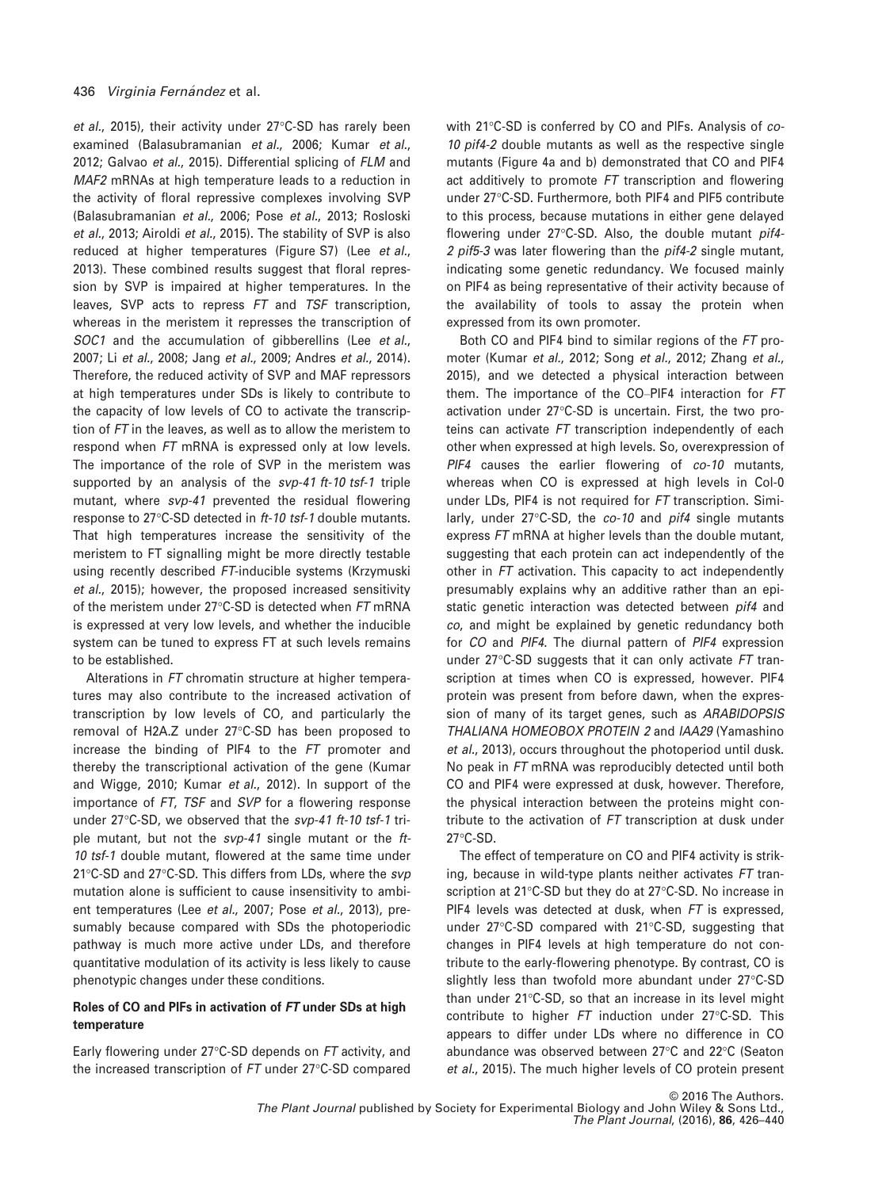*et al*., 2015), their activity under 27°C-SD has rarely been examined (Balasubramanian *et al*., 2006; Kumar *et al*., 2012; Galvao *et al*., 2015). Differential splicing of *FLM* and *MAF2* mRNAs at high temperature leads to a reduction in the activity of floral repressive complexes involving SVP (Balasubramanian *et al*., 2006; Pose *et al*., 2013; Rosloski *et al*., 2013; Airoldi *et al*., 2015). The stability of SVP is also reduced at higher temperatures (Figure S7) (Lee *et al*., 2013). These combined results suggest that floral repression by SVP is impaired at higher temperatures. In the leaves, SVP acts to repress *FT* and *TSF* transcription, whereas in the meristem it represses the transcription of *SOC1* and the accumulation of gibberellins (Lee *et al*., 2007; Li *et al*., 2008; Jang *et al*., 2009; Andres *et al*., 2014). Therefore, the reduced activity of SVP and MAF repressors at high temperatures under SDs is likely to contribute to the capacity of low levels of CO to activate the transcription of *FT* in the leaves, as well as to allow the meristem to respond when *FT* mRNA is expressed only at low levels. The importance of the role of SVP in the meristem was supported by an analysis of the *svp-41 ft-10 tsf-1* triple mutant, where *svp-41* prevented the residual flowering response to 27°C-SD detected in *ft-10 tsf-1* double mutants. That high temperatures increase the sensitivity of the meristem to FT signalling might be more directly testable using recently described *FT*-inducible systems (Krzymuski *et al*., 2015); however, the proposed increased sensitivity of the meristem under 27°C-SD is detected when *FT* mRNA is expressed at very low levels, and whether the inducible system can be tuned to express FT at such levels remains to be established.

Alterations in *FT* chromatin structure at higher temperatures may also contribute to the increased activation of transcription by low levels of CO, and particularly the removal of H2A.Z under 27°C-SD has been proposed to increase the binding of PIF4 to the *FT* promoter and thereby the transcriptional activation of the gene (Kumar and Wigge, 2010; Kumar *et al*., 2012). In support of the importance of *FT*, *TSF* and *SVP* for a flowering response under 27°C-SD, we observed that the *svp-41 ft-10 tsf-1* triple mutant, but not the *svp-41* single mutant or the *ft-10 tsf-1* double mutant, flowered at the same time under 21°C-SD and 27°C-SD. This differs from LDs, where the *svp* mutation alone is sufficient to cause insensitivity to ambient temperatures (Lee *et al*., 2007; Pose *et al*., 2013), presumably because compared with SDs the photoperiodic pathway is much more active under LDs, and therefore quantitative modulation of its activity is less likely to cause phenotypic changes under these conditions.

### Roles of CO and PIFs in activation of *FT* under SDs at high temperature

Early flowering under 27°C-SD depends on *FT* activity, and the increased transcription of *FT* under 27°C-SD compared with 21°C-SD is conferred by CO and PIFs. Analysis of *co-10 pif4-2* double mutants as well as the respective single mutants (Figure 4a and b) demonstrated that CO and PIF4 act additively to promote *FT* transcription and flowering under 27°C-SD. Furthermore, both PIF4 and PIF5 contribute to this process, because mutations in either gene delayed flowering under 27°C-SD. Also, the double mutant *pif4-2 pif5-3* was later flowering than the *pif4-2* single mutant, indicating some genetic redundancy. We focused mainly on PIF4 as being representative of their activity because of the availability of tools to assay the protein when expressed from its own promoter.

Both CO and PIF4 bind to similar regions of the *FT* promoter (Kumar *et al*., 2012; Song *et al*., 2012; Zhang *et al*., 2015), and we detected a physical interaction between them. The importance of the CO–PIF4 interaction for *FT* activation under 27°C-SD is uncertain. First, the two proteins can activate *FT* transcription independently of each other when expressed at high levels. So, overexpression of *PIF4* causes the earlier flowering of *co-10* mutants, whereas when CO is expressed at high levels in Col-0 under LDs, PIF4 is not required for *FT* transcription. Similarly, under 27°C-SD, the *co-10* and *pif4* single mutants express *FT* mRNA at higher levels than the double mutant, suggesting that each protein can act independently of the other in *FT* activation. This capacity to act independently presumably explains why an additive rather than an epistatic genetic interaction was detected between *pif4* and *co*, and might be explained by genetic redundancy both for *CO* and *PIF4*. The diurnal pattern of *PIF4* expression under 27°C-SD suggests that it can only activate *FT* transcription at times when CO is expressed, however. PIF4 protein was present from before dawn, when the expression of many of its target genes, such as *ARABIDOPSIS THALIANA HOMEOBOX PROTEIN 2* and *IAA29* (Yamashino *et al*., 2013), occurs throughout the photoperiod until dusk. No peak in *FT* mRNA was reproducibly detected until both CO and PIF4 were expressed at dusk, however. Therefore, the physical interaction between the proteins might contribute to the activation of *FT* transcription at dusk under 27°C-SD.

The effect of temperature on CO and PIF4 activity is striking, because in wild-type plants neither activates *FT* transcription at 21°C-SD but they do at 27°C-SD. No increase in PIF4 levels was detected at dusk, when *FT* is expressed, under 27°C-SD compared with 21°C-SD, suggesting that changes in PIF4 levels at high temperature do not contribute to the early-flowering phenotype. By contrast, CO is slightly less than twofold more abundant under 27°C-SD than under 21°C-SD, so that an increase in its level might contribute to higher *FT* induction under 27°C-SD. This appears to differ under LDs where no difference in CO abundance was observed between 27°C and 22°C (Seaton *et al*., 2015). The much higher levels of CO protein present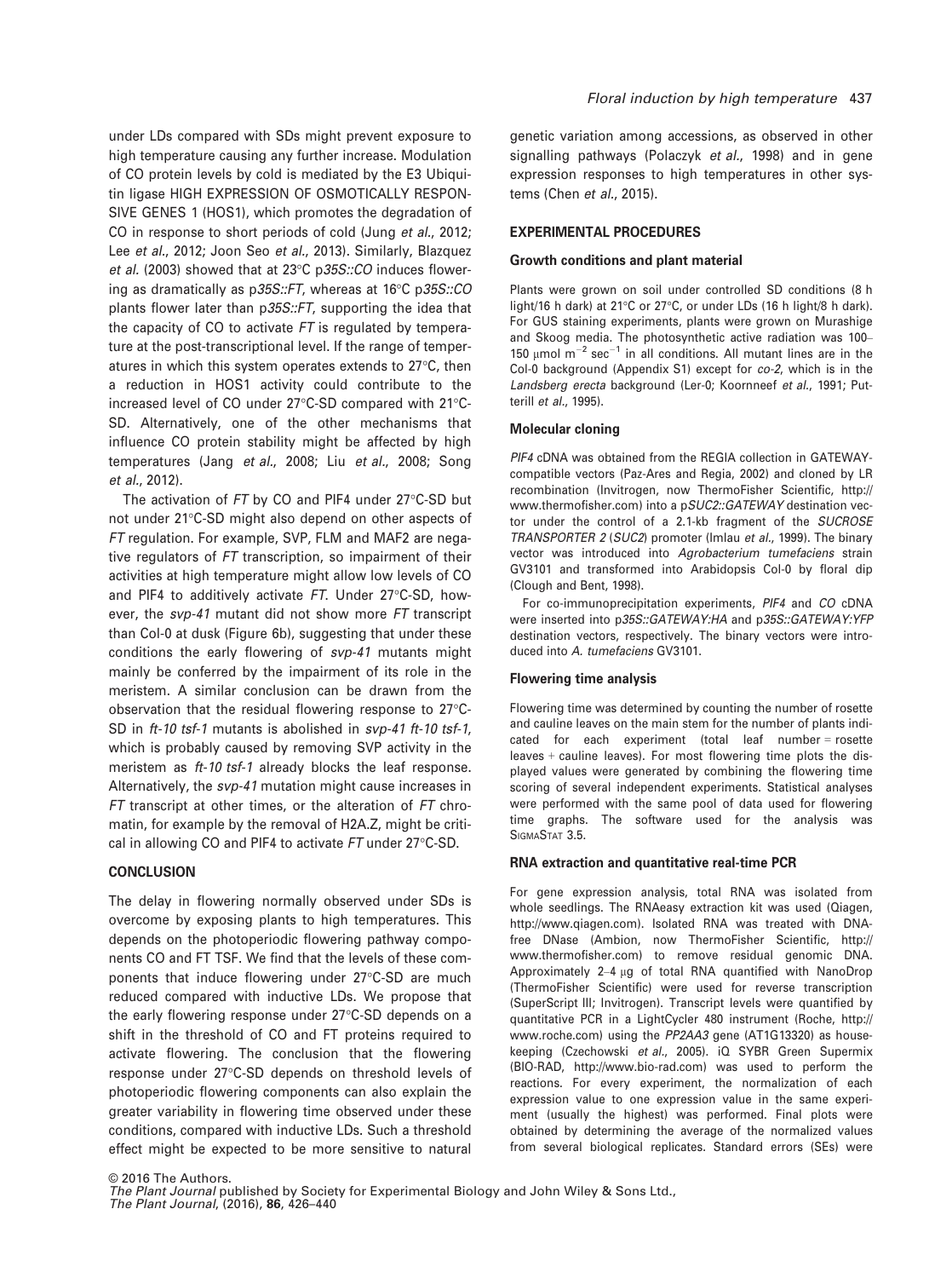under LDs compared with SDs might prevent exposure to high temperature causing any further increase. Modulation of CO protein levels by cold is mediated by the E3 Ubiquitin ligase HIGH EXPRESSION OF OSMOTICALLY RESPONSIVE GENES 1 (HOS1), which promotes the degradation of CO in response to short periods of cold (Jung *et al.*, 2012; Lee *et al.*, 2012; Joon Seo *et al.*, 2013). Similarly, Blazquez *et al.* (2003) showed that at 23°C p*35S::CO* induces flowering as dramatically as p*35S::FT*, whereas at 16°C p*35S::CO* plants flower later than p*35S::FT*, supporting the idea that the capacity of CO to activate *FT* is regulated by temperature at the post-transcriptional level. If the range of temperatures in which this system operates extends to 27°C, then a reduction in HOS1 activity could contribute to the increased level of CO under 27°C-SD compared with 21°C-SD. Alternatively, one of the other mechanisms that influence CO protein stability might be affected by high temperatures (Jang *et al.*, 2008; Liu *et al.*, 2008; Song *et al.*, 2012).

The activation of *FT* by CO and PIF4 under 27°C-SD but not under 21°C-SD might also depend on other aspects of *FT* regulation. For example, SVP, FLM and MAF2 are negative regulators of *FT* transcription, so impairment of their activities at high temperature might allow low levels of CO and PIF4 to additively activate *FT*. Under 27°C-SD, however, the *svp-41* mutant did not show more *FT* transcript than Col-0 at dusk (Figure 6b), suggesting that under these conditions the early flowering of *svp-41* mutants might mainly be conferred by the impairment of its role in the meristem. A similar conclusion can be drawn from the observation that the residual flowering response to 27°C-SD in *ft-10 tsf-1* mutants is abolished in *svp-41 ft-10 tsf-1*, which is probably caused by removing SVP activity in the meristem as *ft-10 tsf-1* already blocks the leaf response. Alternatively, the *svp-41* mutation might cause increases in *FT* transcript at other times, or the alteration of *FT* chromatin, for example by the removal of H2A.Z, might be critical in allowing CO and PIF4 to activate *FT* under 27°C-SD.

## CONCLUSION

The delay in flowering normally observed under SDs is overcome by exposing plants to high temperatures. This depends on the photoperiodic flowering pathway components CO and FT TSF. We find that the levels of these components that induce flowering under 27°C-SD are much reduced compared with inductive LDs. We propose that the early flowering response under 27°C-SD depends on a shift in the threshold of CO and FT proteins required to activate flowering. The conclusion that the flowering response under 27°C-SD depends on threshold levels of photoperiodic flowering components can also explain the greater variability in flowering time observed under these conditions, compared with inductive LDs. Such a threshold effect might be expected to be more sensitive to natural genetic variation among accessions, as observed in other signalling pathways (Polaczyk *et al.*, 1998) and in gene expression responses to high temperatures in other systems (Chen *et al.*, 2015).

## EXPERIMENTAL PROCEDURES

### Growth conditions and plant material

Plants were grown on soil under controlled SD conditions (8 h light/16 h dark) at 21°C or 27°C, or under LDs (16 h light/8 h dark). For GUS staining experiments, plants were grown on Murashige and Skoog media. The photosynthetic active radiation was 100–150 $\mu$mol m$^{-2}$ sec$^{-1}$ in all conditions. All mutant lines are in the Col-0 background (Appendix S1) except for *co-2*, which is in the *Landsberg erecta* background (Ler-0; Koornneef *et al.*, 1991; Putterill *et al.*, 1995).

### Molecular cloning

*PIF4* cDNA was obtained from the REGIA collection in GATEWAY-compatible vectors (Paz-Ares and Regia, 2002) and cloned by LR recombination (Invitrogen, now ThermoFisher Scientific, http://www.thermofisher.com) into a p*SUC2::GATEWAY* destination vector under the control of a 2.1-kb fragment of the *SUCROSE TRANSPORTER 2* (*SUC2*) promoter (Imlau *et al.*, 1999). The binary vector was introduced into *Agrobacterium tumefaciens* strain GV3101 and transformed into Arabidopsis Col-0 by floral dip (Clough and Bent, 1998).

For co-immunoprecipitation experiments, *PIF4* and *CO* cDNA were inserted into p*35S::GATEWAY:HA* and p*35S::GATEWAY:YFP* destination vectors, respectively. The binary vectors were introduced into *A. tumefaciens* GV3101.

### Flowering time analysis

Flowering time was determined by counting the number of rosette and cauline leaves on the main stem for the number of plants indicated for each experiment (total leaf number = rosette leaves + cauline leaves). For most flowering time plots the displayed values were generated by combining the flowering time scoring of several independent experiments. Statistical analyses were performed with the same pool of data used for flowering time graphs. The software used for the analysis was SigmaStat 3.5.

### RNA extraction and quantitative real-time PCR

For gene expression analysis, total RNA was isolated from whole seedlings. The RNAeasy extraction kit was used (Qiagen, http://www.qiagen.com). Isolated RNA was treated with DNA-free DNase (Ambion, now ThermoFisher Scientific, http://www.thermofisher.com) to remove residual genomic DNA. Approximately 2–4 $\mu$g of total RNA quantified with NanoDrop (ThermoFisher Scientific) were used for reverse transcription (SuperScript III; Invitrogen). Transcript levels were quantified by quantitative PCR in a LightCycler 480 instrument (Roche, http://www.roche.com) using the *PP2AA3* gene (AT1G13320) as housekeeping (Czechowski *et al.*, 2005). iQ SYBR Green Supermix (BIO-RAD, http://www.bio-rad.com) was used to perform the reactions. For every experiment, the normalization of each expression value to one expression value in the same experiment (usually the highest) was performed. Final plots were obtained by determining the average of the normalized values from several biological replicates. Standard errors (SEs) were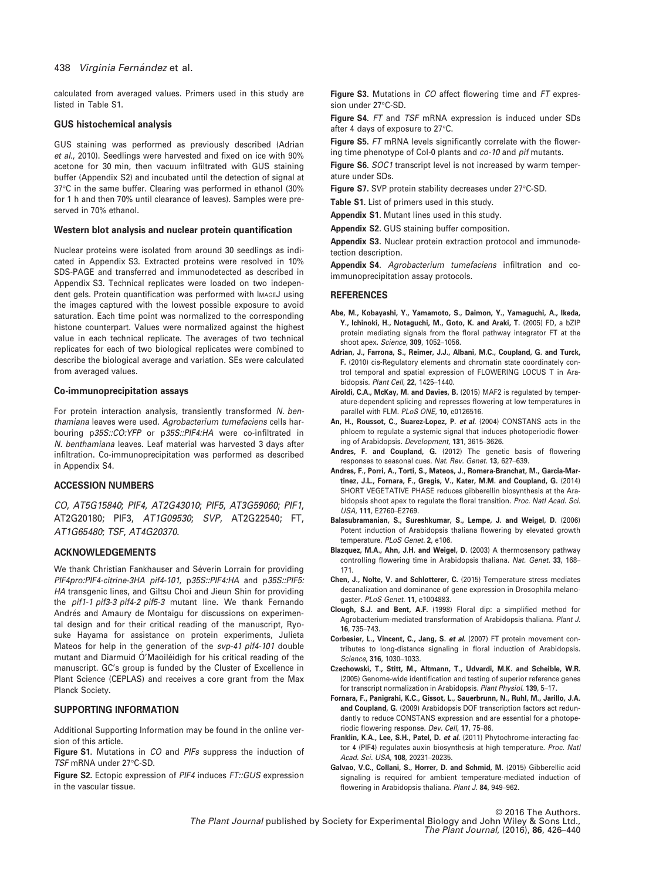calculated from averaged values. Primers used in this study are listed in Table S1.

### GUS histochemical analysis

GUS staining was performed as previously described (Adrian *et al.*, 2010). Seedlings were harvested and fixed on ice with 90% acetone for 30 min, then vacuum infiltrated with GUS staining buffer (Appendix S2) and incubated until the detection of signal at 37°C in the same buffer. Clearing was performed in ethanol (30% for 1 h and then 70% until clearance of leaves). Samples were preserved in 70% ethanol.

### Western blot analysis and nuclear protein quantification

Nuclear proteins were isolated from around 30 seedlings as indicated in Appendix S3. Extracted proteins were resolved in 10% SDS-PAGE and transferred and immunodetected as described in Appendix S3. Technical replicates were loaded on two independent gels. Protein quantification was performed with ImageJ using the images captured with the lowest possible exposure to avoid saturation. Each time point was normalized to the corresponding histone counterpart. Values were normalized against the highest value in each technical replicate. The averages of two technical replicates for each of two biological replicates were combined to describe the biological average and variation. SEs were calculated from averaged values.

### Co-immunoprecipitation assays

For protein interaction analysis, transiently transformed *N. benthamiana* leaves were used. *Agrobacterium tumefaciens* cells harbouring p*35S::CO:YFP* or p*35S::PIF4:HA* were co-infiltrated in *N. benthamiana* leaves. Leaf material was harvested 3 days after infiltration. Co-immunoprecipitation was performed as described in Appendix S4.

## ACCESSION NUMBERS

*CO*, *AT5G15840*; *PIF4*, *AT2G43010*; *PIF5*, *AT3G59060*; *PIF1*, AT2G20180; PIF3, *AT1G09530*; *SVP*, AT2G22540; FT, *AT1G65480*; *TSF*, *AT4G20370*.

## ACKNOWLEDGEMENTS

We thank Christian Fankhauser and Séverin Lorrain for providing *PIF4pro:PIF4-citrine-3HA pif4-101*, p*35S::PIF4:HA* and p*35S::PIF5:HA* transgenic lines, and Giltsu Choi and Jieun Shin for providing the *pif1-1 pif3-3 pif4-2 pif5-3* mutant line. We thank Fernando Andrés and Amaury de Montaigu for discussions on experimental design and for their critical reading of the manuscript, Ryosuke Hayama for assistance on protein experiments, Julieta Mateos for help in the generation of the *svp-41 pif4-101* double mutant and Diarmuid Ó'Maoiléidigh for his critical reading of the manuscript. GC's group is funded by the Cluster of Excellence in Plant Science (CEPLAS) and receives a core grant from the Max Planck Society.

## SUPPORTING INFORMATION

Additional Supporting Information may be found in the online version of this article.

**Figure S1.** Mutations in *CO* and *PIFs* suppress the induction of *TSF* mRNA under 27°C-SD.

**Figure S2.** Ectopic expression of *PIF4* induces *FT::GUS* expression in the vascular tissue.

**Figure S3.** Mutations in *CO* affect flowering time and *FT* expression under 27°C-SD.

**Figure S4.** *FT* and *TSF* mRNA expression is induced under SDs after 4 days of exposure to 27°C.

**Figure S5.** *FT* mRNA levels significantly correlate with the flowering time phenotype of Col-0 plants and *co-10* and *pif* mutants.

**Figure S6.** *SOC1* transcript level is not increased by warm temperature under SDs.

**Figure S7.** SVP protein stability decreases under 27°C-SD.

**Table S1.** List of primers used in this study.

**Appendix S1.** Mutant lines used in this study.

**Appendix S2.** GUS staining buffer composition.

**Appendix S3.** Nuclear protein extraction protocol and immunodetection description.

**Appendix S4.** *Agrobacterium tumefaciens* infiltration and co-immunoprecipitation assay protocols.

## REFERENCES

- **Abe, M., Kobayashi, Y., Yamamoto, S., Daimon, Y., Yamaguchi, A., Ikeda, Y., Ichinoki, H., Notaguchi, M., Goto, K. and Araki, T.** (2005) FD, a bZIP protein mediating signals from the floral pathway integrator FT at the shoot apex. *Science*, **309**, 1052–1056.
- **Adrian, J., Farrona, S., Reimer, J.J., Albani, M.C., Coupland, G. and Turck, F.** (2010) cis-Regulatory elements and chromatin state coordinately control temporal and spatial expression of FLOWERING LOCUS T in Arabidopsis. *Plant Cell*, **22**, 1425–1440.
- **Airoldi, C.A., McKay, M. and Davies, B.** (2015) MAF2 is regulated by temperature-dependent splicing and represses flowering at low temperatures in parallel with FLM. *PLoS ONE*, **10**, e0126516.
- **An, H., Roussot, C., Suarez-Lopez, P. *et al.*** (2004) CONSTANS acts in the phloem to regulate a systemic signal that induces photoperiodic flowering of Arabidopsis. *Development*, **131**, 3615–3626.
- **Andres, F. and Coupland, G.** (2012) The genetic basis of flowering responses to seasonal cues. *Nat. Rev. Genet.* **13**, 627–639.
- **Andres, F., Porri, A., Torti, S., Mateos, J., Romera-Branchat, M., Garcia-Martinez, J.L., Fornara, F., Gregis, V., Kater, M.M. and Coupland, G.** (2014) SHORT VEGETATIVE PHASE reduces gibberellin biosynthesis at the Arabidopsis shoot apex to regulate the floral transition. *Proc. Natl Acad. Sci. USA*, **111**, E2760–E2769.
- **Balasubramanian, S., Sureshkumar, S., Lempe, J. and Weigel, D.** (2006) Potent induction of Arabidopsis thaliana flowering by elevated growth temperature. *PLoS Genet.* **2**, e106.
- **Blazquez, M.A., Ahn, J.H. and Weigel, D.** (2003) A thermosensory pathway controlling flowering time in Arabidopsis thaliana. *Nat. Genet.* **33**, 168–171.
- **Chen, J., Nolte, V. and Schlotterer, C.** (2015) Temperature stress mediates decanalization and dominance of gene expression in Drosophila melanogaster. *PLoS Genet.* **11**, e1004883.
- **Clough, S.J. and Bent, A.F.** (1998) Floral dip: a simplified method for Agrobacterium-mediated transformation of Arabidopsis thaliana. *Plant J.* **16**, 735–743.
- **Corbesier, L., Vincent, C., Jang, S. *et al.*** (2007) FT protein movement contributes to long-distance signaling in floral induction of Arabidopsis. *Science*, **316**, 1030–1033.
- **Czechowski, T., Stitt, M., Altmann, T., Udvardi, M.K. and Scheible, W.R.** (2005) Genome-wide identification and testing of superior reference genes for transcript normalization in Arabidopsis. *Plant Physiol.* **139**, 5–17.
- **Fornara, F., Panigrahi, K.C., Gissot, L., Sauerbrunn, N., Ruhl, M., Jarillo, J.A. and Coupland, G.** (2009) Arabidopsis DOF transcription factors act redundantly to reduce CONSTANS expression and are essential for a photoperiodic flowering response. *Dev. Cell*, **17**, 75–86.
- **Franklin, K.A., Lee, S.H., Patel, D. *et al.*** (2011) Phytochrome-interacting factor 4 (PIF4) regulates auxin biosynthesis at high temperature. *Proc. Natl Acad. Sci. USA*, **108**, 20231–20235.
- **Galvao, V.C., Collani, S., Horrer, D. and Schmid, M.** (2015) Gibberellic acid signaling is required for ambient temperature-mediated induction of flowering in Arabidopsis thaliana. *Plant J.* **84**, 949–962.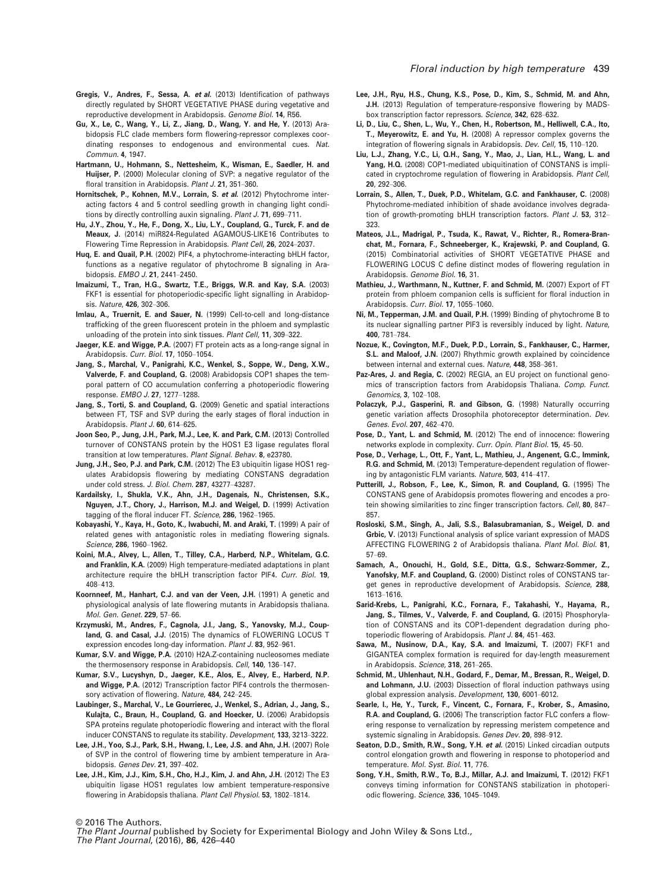**Gregis, V., Andres, F., Sessa, A. *et al.*** (2013) Identification of pathways directly regulated by SHORT VEGETATIVE PHASE during vegetative and reproductive development in Arabidopsis. *Genome Biol.* **14**, R56.

**Gu, X., Le, C., Wang, Y., Li, Z., Jiang, D., Wang, Y. and He, Y.** (2013) Arabidopsis FLC clade members form flowering-repressor complexes coordinating responses to endogenous and environmental cues. *Nat. Commun.* **4**, 1947.

**Hartmann, U., Hohmann, S., Nettesheim, K., Wisman, E., Saedler, H. and Huijser, P.** (2000) Molecular cloning of SVP: a negative regulator of the floral transition in Arabidopsis. *Plant J.* **21**, 351–360.

**Hornitschek, P., Kohnen, M.V., Lorrain, S. *et al.*** (2012) Phytochrome interacting factors 4 and 5 control seedling growth in changing light conditions by directly controlling auxin signaling. *Plant J.* **71**, 699–711.

**Hu, J.Y., Zhou, Y., He, F., Dong, X., Liu, L.Y., Coupland, G., Turck, F. and de Meaux, J.** (2014) miR824-Regulated AGAMOUS-LIKE16 Contributes to Flowering Time Repression in Arabidopsis. *Plant Cell*, **26**, 2024–2037.

**Huq, E. and Quail, P.H.** (2002) PIF4, a phytochrome-interacting bHLH factor, functions as a negative regulator of phytochrome B signaling in Arabidopsis. *EMBO J.* **21**, 2441–2450.

**Imaizumi, T., Tran, H.G., Swartz, T.E., Briggs, W.R. and Kay, S.A.** (2003) FKF1 is essential for photoperiodic-specific light signalling in Arabidopsis. *Nature*, **426**, 302–306.

**Imlau, A., Truernit, E. and Sauer, N.** (1999) Cell-to-cell and long-distance trafficking of the green fluorescent protein in the phloem and symplastic unloading of the protein into sink tissues. *Plant Cell*, **11**, 309–322.

**Jaeger, K.E. and Wigge, P.A.** (2007) FT protein acts as a long-range signal in Arabidopsis. *Curr. Biol.* **17**, 1050–1054.

**Jang, S., Marchal, V., Panigrahi, K.C., Wenkel, S., Soppe, W., Deng, X.W., Valverde, F. and Coupland, G.** (2008) Arabidopsis COP1 shapes the temporal pattern of CO accumulation conferring a photoperiodic flowering response. *EMBO J.* **27**, 1277–1288.

**Jang, S., Torti, S. and Coupland, G.** (2009) Genetic and spatial interactions between FT, TSF and SVP during the early stages of floral induction in Arabidopsis. *Plant J.* **60**, 614–625.

**Joon Seo, P., Jung, J.H., Park, M.J., Lee, K. and Park, C.M.** (2013) Controlled turnover of CONSTANS protein by the HOS1 E3 ligase regulates floral transition at low temperatures. *Plant Signal. Behav.* **8**, e23780.

**Jung, J.H., Seo, P.J. and Park, C.M.** (2012) The E3 ubiquitin ligase HOS1 regulates Arabidopsis flowering by mediating CONSTANS degradation under cold stress. *J. Biol. Chem.* **287**, 43277–43287.

**Kardailsky, I., Shukla, V.K., Ahn, J.H., Dagenais, N., Christensen, S.K., Nguyen, J.T., Chory, J., Harrison, M.J. and Weigel, D.** (1999) Activation tagging of the floral inducer FT. *Science*, **286**, 1962–1965.

**Kobayashi, Y., Kaya, H., Goto, K., Iwabuchi, M. and Araki, T.** (1999) A pair of related genes with antagonistic roles in mediating flowering signals. *Science*, **286**, 1960–1962.

**Koini, M.A., Alvey, L., Allen, T., Tilley, C.A., Harberd, N.P., Whitelam, G.C. and Franklin, K.A.** (2009) High temperature-mediated adaptations in plant architecture require the bHLH transcription factor PIF4. *Curr. Biol.* **19**, 408–413.

**Koornneef, M., Hanhart, C.J. and van der Veen, J.H.** (1991) A genetic and physiological analysis of late flowering mutants in Arabidopsis thaliana. *Mol. Gen. Genet.* **229**, 57–66.

**Krzymuski, M., Andres, F., Cagnola, J.I., Jang, S., Yanovsky, M.J., Coupland, G. and Casal, J.J.** (2015) The dynamics of FLOWERING LOCUS T expression encodes long-day information. *Plant J.* **83**, 952–961.

**Kumar, S.V. and Wigge, P.A.** (2010) H2A.Z-containing nucleosomes mediate the thermosensory response in Arabidopsis. *Cell*, **140**, 136–147.

**Kumar, S.V., Lucyshyn, D., Jaeger, K.E., Alos, E., Alvey, E., Harberd, N.P. and Wigge, P.A.** (2012) Transcription factor PIF4 controls the thermosensory activation of flowering. *Nature*, **484**, 242–245.

**Laubinger, S., Marchal, V., Le Gourrierec, J., Wenkel, S., Adrian, J., Jang, S., Kulajta, C., Braun, H., Coupland, G. and Hoecker, U.** (2006) Arabidopsis SPA proteins regulate photoperiodic flowering and interact with the floral inducer CONSTANS to regulate its stability. *Development*, **133**, 3213–3222.

**Lee, J.H., Yoo, S.J., Park, S.H., Hwang, I., Lee, J.S. and Ahn, J.H.** (2007) Role of SVP in the control of flowering time by ambient temperature in Arabidopsis. *Genes Dev.* **21**, 397–402.

**Lee, J.H., Kim, J.J., Kim, S.H., Cho, H.J., Kim, J. and Ahn, J.H.** (2012) The E3 ubiquitin ligase HOS1 regulates low ambient temperature-responsive flowering in Arabidopsis thaliana. *Plant Cell Physiol.* **53**, 1802–1814.

**Lee, J.H., Ryu, H.S., Chung, K.S., Pose, D., Kim, S., Schmid, M. and Ahn, J.H.** (2013) Regulation of temperature-responsive flowering by MADS-box transcription factor repressors. *Science*, **342**, 628–632.

**Li, D., Liu, C., Shen, L., Wu, Y., Chen, H., Robertson, M., Helliwell, C.A., Ito, T., Meyerowitz, E. and Yu, H.** (2008) A repressor complex governs the integration of flowering signals in Arabidopsis. *Dev. Cell*, **15**, 110–120.

**Liu, L.J., Zhang, Y.C., Li, Q.H., Sang, Y., Mao, J., Lian, H.L., Wang, L. and Yang, H.Q.** (2008) COP1-mediated ubiquitination of CONSTANS is implicated in cryptochrome regulation of flowering in Arabidopsis. *Plant Cell*, **20**, 292–306.

**Lorrain, S., Allen, T., Duek, P.D., Whitelam, G.C. and Fankhauser, C.** (2008) Phytochrome-mediated inhibition of shade avoidance involves degradation of growth-promoting bHLH transcription factors. *Plant J.* **53**, 312–323.

**Mateos, J.L., Madrigal, P., Tsuda, K., Rawat, V., Richter, R., Romera-Branchat, M., Fornara, F., Schneeberger, K., Krajewski, P. and Coupland, G.** (2015) Combinatorial activities of SHORT VEGETATIVE PHASE and FLOWERING LOCUS C define distinct modes of flowering regulation in Arabidopsis. *Genome Biol.* **16**, 31.

**Mathieu, J., Warthmann, N., Kuttner, F. and Schmid, M.** (2007) Export of FT protein from phloem companion cells is sufficient for floral induction in Arabidopsis. *Curr. Biol.* **17**, 1055–1060.

**Ni, M., Tepperman, J.M. and Quail, P.H.** (1999) Binding of phytochrome B to its nuclear signalling partner PIF3 is reversibly induced by light. *Nature*, **400**, 781–784.

**Nozue, K., Covington, M.F., Duek, P.D., Lorrain, S., Fankhauser, C., Harmer, S.L. and Maloof, J.N.** (2007) Rhythmic growth explained by coincidence between internal and external cues. *Nature*, **448**, 358–361.

**Paz-Ares, J. and Regia, C.** (2002) REGIA, an EU project on functional genomics of transcription factors from Arabidopsis Thaliana. *Comp. Funct. Genomics*, **3**, 102–108.

**Polaczyk, P.J., Gasperini, R. and Gibson, G.** (1998) Naturally occurring genetic variation affects Drosophila photoreceptor determination. *Dev. Genes. Evol.* **207**, 462–470.

**Pose, D., Yant, L. and Schmid, M.** (2012) The end of innocence: flowering networks explode in complexity. *Curr. Opin. Plant Biol.* **15**, 45–50.

**Pose, D., Verhage, L., Ott, F., Yant, L., Mathieu, J., Angenent, G.C., Immink, R.G. and Schmid, M.** (2013) Temperature-dependent regulation of flowering by antagonistic FLM variants. *Nature*, **503**, 414–417.

**Putterill, J., Robson, F., Lee, K., Simon, R. and Coupland, G.** (1995) The CONSTANS gene of Arabidopsis promotes flowering and encodes a protein showing similarities to zinc finger transcription factors. *Cell*, **80**, 847–857.

**Rosloski, S.M., Singh, A., Jali, S.S., Balasubramanian, S., Weigel, D. and Grbic, V.** (2013) Functional analysis of splice variant expression of MADS AFFECTING FLOWERING 2 of Arabidopsis thaliana. *Plant Mol. Biol.* **81**, 57–69.

**Samach, A., Onouchi, H., Gold, S.E., Ditta, G.S., Schwarz-Sommer, Z., Yanofsky, M.F. and Coupland, G.** (2000) Distinct roles of CONSTANS target genes in reproductive development of Arabidopsis. *Science*, **288**, 1613–1616.

**Sarid-Krebs, L., Panigrahi, K.C., Fornara, F., Takahashi, Y., Hayama, R., Jang, S., Tilmes, V., Valverde, F. and Coupland, G.** (2015) Phosphorylation of CONSTANS and its COP1-dependent degradation during photoperiodic flowering of Arabidopsis. *Plant J.* **84**, 451–463.

**Sawa, M., Nusinow, D.A., Kay, S.A. and Imaizumi, T.** (2007) FKF1 and GIGANTEA complex formation is required for day-length measurement in Arabidopsis. *Science*, **318**, 261–265.

**Schmid, M., Uhlenhaut, N.H., Godard, F., Demar, M., Bressan, R., Weigel, D. and Lohmann, J.U.** (2003) Dissection of floral induction pathways using global expression analysis. *Development*, **130**, 6001–6012.

**Searle, I., He, Y., Turck, F., Vincent, C., Fornara, F., Krober, S., Amasino, R.A. and Coupland, G.** (2006) The transcription factor FLC confers a flowering response to vernalization by repressing meristem competence and systemic signaling in Arabidopsis. *Genes Dev.* **20**, 898–912.

**Seaton, D.D., Smith, R.W., Song, Y.H. *et al.*** (2015) Linked circadian outputs control elongation growth and flowering in response to photoperiod and temperature. *Mol. Syst. Biol.* **11**, 776.

**Song, Y.H., Smith, R.W., To, B.J., Millar, A.J. and Imaizumi, T.** (2012) FKF1 conveys timing information for CONSTANS stabilization in photoperiodic flowering. *Science*, **336**, 1045–1049.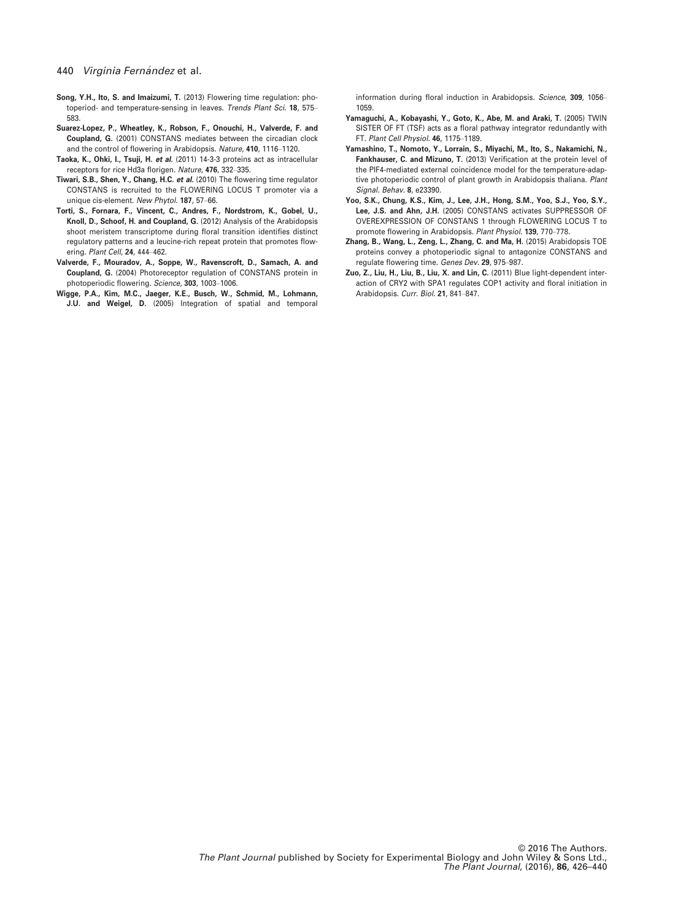**Song, Y.H., Ito, S. and Imaizumi, T.** (2013) Flowering time regulation: photoperiod- and temperature-sensing in leaves. *Trends Plant Sci.* **18**, 575–583.

**Suarez-Lopez, P., Wheatley, K., Robson, F., Onouchi, H., Valverde, F. and Coupland, G.** (2001) CONSTANS mediates between the circadian clock and the control of flowering in Arabidopsis. *Nature*, **410**, 1116–1120.

**Taoka, K., Ohki, I., Tsuji, H.** ***et al.*** (2011) 14-3-3 proteins act as intracellular receptors for rice Hd3a florigen. *Nature*, **476**, 332–335.

**Tiwari, S.B., Shen, Y., Chang, H.C.** ***et al.*** (2010) The flowering time regulator CONSTANS is recruited to the FLOWERING LOCUS T promoter via a unique cis-element. *New Phytol.* **187**, 57–66.

**Torti, S., Fornara, F., Vincent, C., Andres, F., Nordstrom, K., Gobel, U., Knoll, D., Schoof, H. and Coupland, G.** (2012) Analysis of the Arabidopsis shoot meristem transcriptome during floral transition identifies distinct regulatory patterns and a leucine-rich repeat protein that promotes flowering. *Plant Cell*, **24**, 444–462.

**Valverde, F., Mouradov, A., Soppe, W., Ravenscroft, D., Samach, A. and Coupland, G.** (2004) Photoreceptor regulation of CONSTANS protein in photoperiodic flowering. *Science*, **303**, 1003–1006.

**Wigge, P.A., Kim, M.C., Jaeger, K.E., Busch, W., Schmid, M., Lohmann, J.U. and Weigel, D.** (2005) Integration of spatial and temporal information during floral induction in Arabidopsis. *Science*, **309**, 1056–1059.

**Yamaguchi, A., Kobayashi, Y., Goto, K., Abe, M. and Araki, T.** (2005) TWIN SISTER OF FT (TSF) acts as a floral pathway integrator redundantly with FT. *Plant Cell Physiol.* **46**, 1175–1189.

**Yamashino, T., Nomoto, Y., Lorrain, S., Miyachi, M., Ito, S., Nakamichi, N., Fankhauser, C. and Mizuno, T.** (2013) Verification at the protein level of the PIF4-mediated external coincidence model for the temperature-adaptive photoperiodic control of plant growth in Arabidopsis thaliana. *Plant Signal. Behav.* **8**, e23390.

**Yoo, S.K., Chung, K.S., Kim, J., Lee, J.H., Hong, S.M., Yoo, S.J., Yoo, S.Y., Lee, J.S. and Ahn, J.H.** (2005) CONSTANS activates SUPPRESSOR OF OVEREXPRESSION OF CONSTANS 1 through FLOWERING LOCUS T to promote flowering in Arabidopsis. *Plant Physiol.* **139**, 770–778.

**Zhang, B., Wang, L., Zeng, L., Zhang, C. and Ma, H.** (2015) Arabidopsis TOE proteins convey a photoperiodic signal to antagonize CONSTANS and regulate flowering time. *Genes Dev.* **29**, 975–987.

**Zuo, Z., Liu, H., Liu, B., Liu, X. and Lin, C.** (2011) Blue light-dependent interaction of CRY2 with SPA1 regulates COP1 activity and floral initiation in Arabidopsis. *Curr. Biol.* **21**, 841–847.